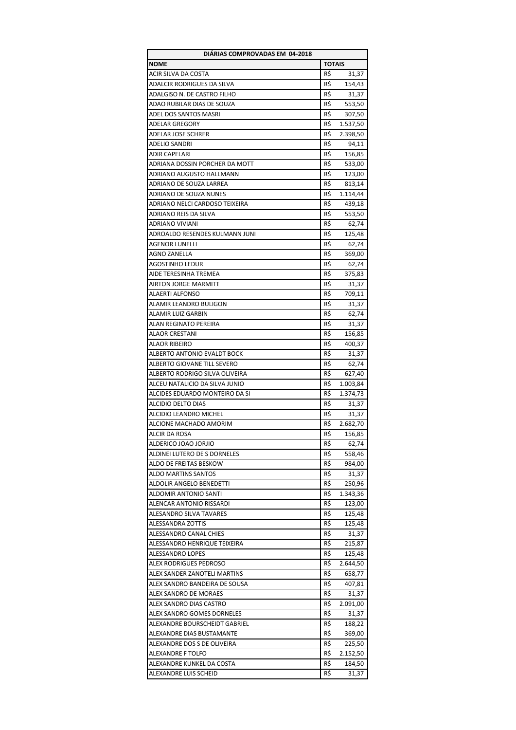| DIÁRIAS COMPROVADAS EM 04-2018 | |
|---|---|
| **NOME** | **TOTAIS** |
| ACIR SILVA DA COSTA | R$ 31,37 |
| ADALCIR RODRIGUES DA SILVA | R$ 154,43 |
| ADALGISO N. DE CASTRO FILHO | R$ 31,37 |
| ADAO RUBILAR DIAS DE SOUZA | R$ 553,50 |
| ADEL DOS SANTOS MASRI | R$ 307,50 |
| ADELAR GREGORY | R$ 1.537,50 |
| ADELAR JOSE SCHRER | R$ 2.398,50 |
| ADELIO SANDRI | R$ 94,11 |
| ADIR CAPELARI | R$ 156,85 |
| ADRIANA DOSSIN PORCHER DA MOTT | R$ 533,00 |
| ADRIANO AUGUSTO HALLMANN | R$ 123,00 |
| ADRIANO DE SOUZA LARREA | R$ 813,14 |
| ADRIANO DE SOUZA NUNES | R$ 1.114,44 |
| ADRIANO NELCI CARDOSO TEIXEIRA | R$ 439,18 |
| ADRIANO REIS DA SILVA | R$ 553,50 |
| ADRIANO VIVIANI | R$ 62,74 |
| ADROALDO RESENDES KULMANN JUNI | R$ 125,48 |
| AGENOR LUNELLI | R$ 62,74 |
| AGNO ZANELLA | R$ 369,00 |
| AGOSTINHO LEDUR | R$ 62,74 |
| AIDE TERESINHA TREMEA | R$ 375,83 |
| AIRTON JORGE MARMITT | R$ 31,37 |
| ALAERTI ALFONSO | R$ 709,11 |
| ALAMIR LEANDRO BULIGON | R$ 31,37 |
| ALAMIR LUIZ GARBIN | R$ 62,74 |
| ALAN REGINATO PEREIRA | R$ 31,37 |
| ALAOR CRESTANI | R$ 156,85 |
| ALAOR RIBEIRO | R$ 400,37 |
| ALBERTO ANTONIO EVALDT BOCK | R$ 31,37 |
| ALBERTO GIOVANE TILL SEVERO | R$ 62,74 |
| ALBERTO RODRIGO SILVA OLIVEIRA | R$ 627,40 |
| ALCEU NATALICIO DA SILVA JUNIO | R$ 1.003,84 |
| ALCIDES EDUARDO MONTEIRO DA SI | R$ 1.374,73 |
| ALCIDIO DELTO DIAS | R$ 31,37 |
| ALCIDIO LEANDRO MICHEL | R$ 31,37 |
| ALCIONE MACHADO AMORIM | R$ 2.682,70 |
| ALCIR DA ROSA | R$ 156,85 |
| ALDERICO JOAO JORJIO | R$ 62,74 |
| ALDINEI LUTERO DE S DORNELES | R$ 558,46 |
| ALDO DE FREITAS BESKOW | R$ 984,00 |
| ALDO MARTINS SANTOS | R$ 31,37 |
| ALDOLIR ANGELO BENEDETTI | R$ 250,96 |
| ALDOMIR ANTONIO SANTI | R$ 1.343,36 |
| ALENCAR ANTONIO RISSARDI | R$ 123,00 |
| ALESANDRO SILVA TAVARES | R$ 125,48 |
| ALESSANDRA ZOTTIS | R$ 125,48 |
| ALESSANDRO CANAL CHIES | R$ 31,37 |
| ALESSANDRO HENRIQUE TEIXEIRA | R$ 215,87 |
| ALESSANDRO LOPES | R$ 125,48 |
| ALEX RODRIGUES PEDROSO | R$ 2.644,50 |
| ALEX SANDER ZANOTELI MARTINS | R$ 658,77 |
| ALEX SANDRO BANDEIRA DE SOUSA | R$ 407,81 |
| ALEX SANDRO DE MORAES | R$ 31,37 |
| ALEX SANDRO DIAS CASTRO | R$ 2.091,00 |
| ALEX SANDRO GOMES DORNELES | R$ 31,37 |
| ALEXANDRE BOURSCHEIDT GABRIEL | R$ 188,22 |
| ALEXANDRE DIAS BUSTAMANTE | R$ 369,00 |
| ALEXANDRE DOS S DE OLIVEIRA | R$ 225,50 |
| ALEXANDRE F TOLFO | R$ 2.152,50 |
| ALEXANDRE KUNKEL DA COSTA | R$ 184,50 |
| ALEXANDRE LUIS SCHEID | R$ 31,37 |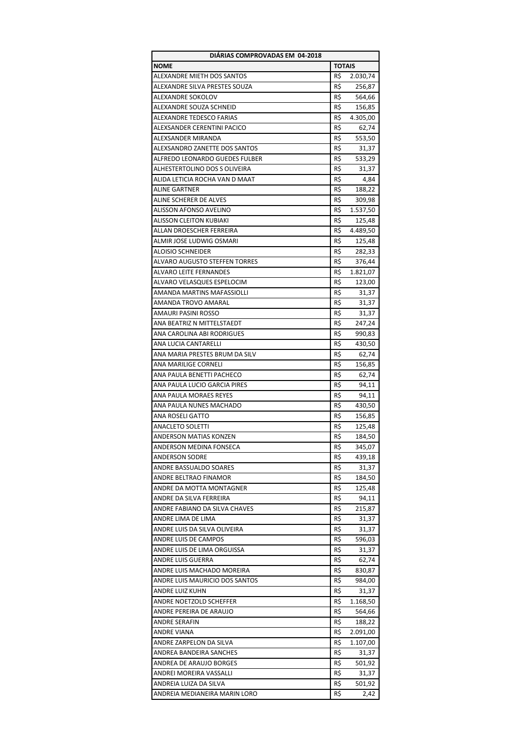| DIÁRIAS COMPROVADAS EM 04-2018 | |
|---|---|
| **NOME** | **TOTAIS** |
| ALEXANDRE MIETH DOS SANTOS | R$ 2.030,74 |
| ALEXANDRE SILVA PRESTES SOUZA | R$ 256,87 |
| ALEXANDRE SOKOLOV | R$ 564,66 |
| ALEXANDRE SOUZA SCHNEID | R$ 156,85 |
| ALEXANDRE TEDESCO FARIAS | R$ 4.305,00 |
| ALEXSANDER CERENTINI PACICO | R$ 62,74 |
| ALEXSANDER MIRANDA | R$ 553,50 |
| ALEXSANDRO ZANETTE DOS SANTOS | R$ 31,37 |
| ALFREDO LEONARDO GUEDES FULBER | R$ 533,29 |
| ALHESTERTOLINO DOS S OLIVEIRA | R$ 31,37 |
| ALIDA LETICIA ROCHA VAN D MAAT | R$ 4,84 |
| ALINE GARTNER | R$ 188,22 |
| ALINE SCHERER DE ALVES | R$ 309,98 |
| ALISSON AFONSO AVELINO | R$ 1.537,50 |
| ALISSON CLEITON KUBIAKI | R$ 125,48 |
| ALLAN DROESCHER FERREIRA | R$ 4.489,50 |
| ALMIR JOSE LUDWIG OSMARI | R$ 125,48 |
| ALOISIO SCHNEIDER | R$ 282,33 |
| ALVARO AUGUSTO STEFFEN TORRES | R$ 376,44 |
| ALVARO LEITE FERNANDES | R$ 1.821,07 |
| ALVARO VELASQUES ESPELOCIM | R$ 123,00 |
| AMANDA MARTINS MAFASSIOLLI | R$ 31,37 |
| AMANDA TROVO AMARAL | R$ 31,37 |
| AMAURI PASINI ROSSO | R$ 31,37 |
| ANA BEATRIZ N MITTELSTAEDT | R$ 247,24 |
| ANA CAROLINA ABI RODRIGUES | R$ 990,83 |
| ANA LUCIA CANTARELLI | R$ 430,50 |
| ANA MARIA PRESTES BRUM DA SILV | R$ 62,74 |
| ANA MARILIGE CORNELI | R$ 156,85 |
| ANA PAULA BENETTI PACHECO | R$ 62,74 |
| ANA PAULA LUCIO GARCIA PIRES | R$ 94,11 |
| ANA PAULA MORAES REYES | R$ 94,11 |
| ANA PAULA NUNES MACHADO | R$ 430,50 |
| ANA ROSELI GATTO | R$ 156,85 |
| ANACLETO SOLETTI | R$ 125,48 |
| ANDERSON MATIAS KONZEN | R$ 184,50 |
| ANDERSON MEDINA FONSECA | R$ 345,07 |
| ANDERSON SODRE | R$ 439,18 |
| ANDRE BASSUALDO SOARES | R$ 31,37 |
| ANDRE BELTRAO FINAMOR | R$ 184,50 |
| ANDRE DA MOTTA MONTAGNER | R$ 125,48 |
| ANDRE DA SILVA FERREIRA | R$ 94,11 |
| ANDRE FABIANO DA SILVA CHAVES | R$ 215,87 |
| ANDRE LIMA DE LIMA | R$ 31,37 |
| ANDRE LUIS DA SILVA OLIVEIRA | R$ 31,37 |
| ANDRE LUIS DE CAMPOS | R$ 596,03 |
| ANDRE LUIS DE LIMA ORGUISSA | R$ 31,37 |
| ANDRE LUIS GUERRA | R$ 62,74 |
| ANDRE LUIS MACHADO MOREIRA | R$ 830,87 |
| ANDRE LUIS MAURICIO DOS SANTOS | R$ 984,00 |
| ANDRE LUIZ KUHN | R$ 31,37 |
| ANDRE NOETZOLD SCHEFFER | R$ 1.168,50 |
| ANDRE PEREIRA DE ARAUJO | R$ 564,66 |
| ANDRE SERAFIN | R$ 188,22 |
| ANDRE VIANA | R$ 2.091,00 |
| ANDRE ZARPELON DA SILVA | R$ 1.107,00 |
| ANDREA BANDEIRA SANCHES | R$ 31,37 |
| ANDREA DE ARAUJO BORGES | R$ 501,92 |
| ANDREI MOREIRA VASSALLI | R$ 31,37 |
| ANDREIA LUIZA DA SILVA | R$ 501,92 |
| ANDREIA MEDIANEIRA MARIN LORO | R$ 2,42 |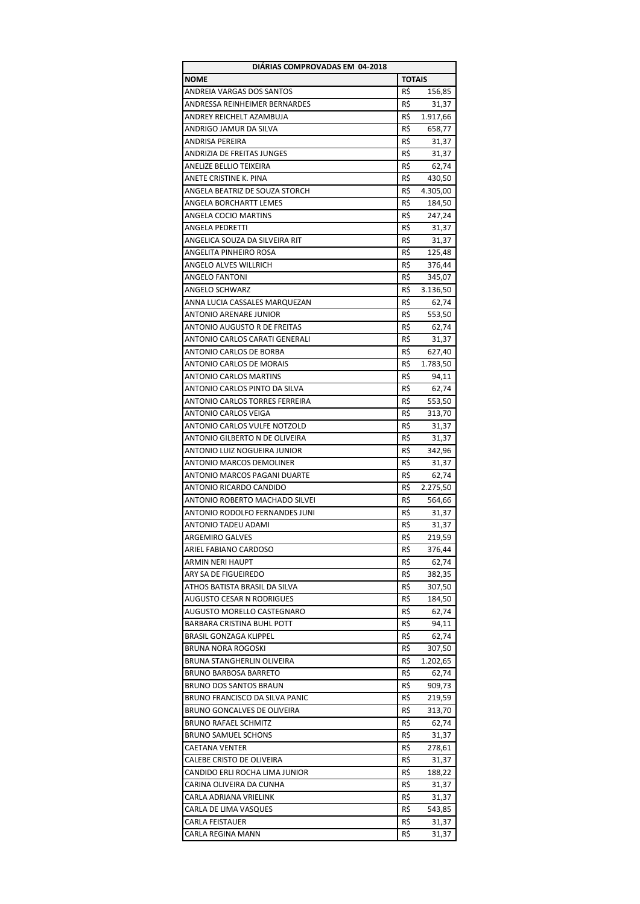| DIÁRIAS COMPROVADAS EM 04-2018 | |
|---|---|
| **NOME** | **TOTAIS** |
| ANDREIA VARGAS DOS SANTOS | R$ 156,85 |
| ANDRESSA REINHEIMER BERNARDES | R$ 31,37 |
| ANDREY REICHELT AZAMBUJA | R$ 1.917,66 |
| ANDRIGO JAMUR DA SILVA | R$ 658,77 |
| ANDRISA PEREIRA | R$ 31,37 |
| ANDRIZIA DE FREITAS JUNGES | R$ 31,37 |
| ANELIZE BELLIO TEIXEIRA | R$ 62,74 |
| ANETE CRISTINE K. PINA | R$ 430,50 |
| ANGELA BEATRIZ DE SOUZA STORCH | R$ 4.305,00 |
| ANGELA BORCHARTT LEMES | R$ 184,50 |
| ANGELA COCIO MARTINS | R$ 247,24 |
| ANGELA PEDRETTI | R$ 31,37 |
| ANGELICA SOUZA DA SILVEIRA RIT | R$ 31,37 |
| ANGELITA PINHEIRO ROSA | R$ 125,48 |
| ANGELO ALVES WILLRICH | R$ 376,44 |
| ANGELO FANTONI | R$ 345,07 |
| ANGELO SCHWARZ | R$ 3.136,50 |
| ANNA LUCIA CASSALES MARQUEZAN | R$ 62,74 |
| ANTONIO ARENARE JUNIOR | R$ 553,50 |
| ANTONIO AUGUSTO R DE FREITAS | R$ 62,74 |
| ANTONIO CARLOS CARATI GENERALI | R$ 31,37 |
| ANTONIO CARLOS DE BORBA | R$ 627,40 |
| ANTONIO CARLOS DE MORAIS | R$ 1.783,50 |
| ANTONIO CARLOS MARTINS | R$ 94,11 |
| ANTONIO CARLOS PINTO DA SILVA | R$ 62,74 |
| ANTONIO CARLOS TORRES FERREIRA | R$ 553,50 |
| ANTONIO CARLOS VEIGA | R$ 313,70 |
| ANTONIO CARLOS VULFE NOTZOLD | R$ 31,37 |
| ANTONIO GILBERTO N DE OLIVEIRA | R$ 31,37 |
| ANTONIO LUIZ NOGUEIRA JUNIOR | R$ 342,96 |
| ANTONIO MARCOS DEMOLINER | R$ 31,37 |
| ANTONIO MARCOS PAGANI DUARTE | R$ 62,74 |
| ANTONIO RICARDO CANDIDO | R$ 2.275,50 |
| ANTONIO ROBERTO MACHADO SILVEI | R$ 564,66 |
| ANTONIO RODOLFO FERNANDES JUNI | R$ 31,37 |
| ANTONIO TADEU ADAMI | R$ 31,37 |
| ARGEMIRO GALVES | R$ 219,59 |
| ARIEL FABIANO CARDOSO | R$ 376,44 |
| ARMIN NERI HAUPT | R$ 62,74 |
| ARY SA DE FIGUEIREDO | R$ 382,35 |
| ATHOS BATISTA BRASIL DA SILVA | R$ 307,50 |
| AUGUSTO CESAR N RODRIGUES | R$ 184,50 |
| AUGUSTO MORELLO CASTEGNARO | R$ 62,74 |
| BARBARA CRISTINA BUHL POTT | R$ 94,11 |
| BRASIL GONZAGA KLIPPEL | R$ 62,74 |
| BRUNA NORA ROGOSKI | R$ 307,50 |
| BRUNA STANGHERLIN OLIVEIRA | R$ 1.202,65 |
| BRUNO BARBOSA BARRETO | R$ 62,74 |
| BRUNO DOS SANTOS BRAUN | R$ 909,73 |
| BRUNO FRANCISCO DA SILVA PANIC | R$ 219,59 |
| BRUNO GONCALVES DE OLIVEIRA | R$ 313,70 |
| BRUNO RAFAEL SCHMITZ | R$ 62,74 |
| BRUNO SAMUEL SCHONS | R$ 31,37 |
| CAETANA VENTER | R$ 278,61 |
| CALEBE CRISTO DE OLIVEIRA | R$ 31,37 |
| CANDIDO ERLI ROCHA LIMA JUNIOR | R$ 188,22 |
| CARINA OLIVEIRA DA CUNHA | R$ 31,37 |
| CARLA ADRIANA VRIELINK | R$ 31,37 |
| CARLA DE LIMA VASQUES | R$ 543,85 |
| CARLA FEISTAUER | R$ 31,37 |
| CARLA REGINA MANN | R$ 31,37 |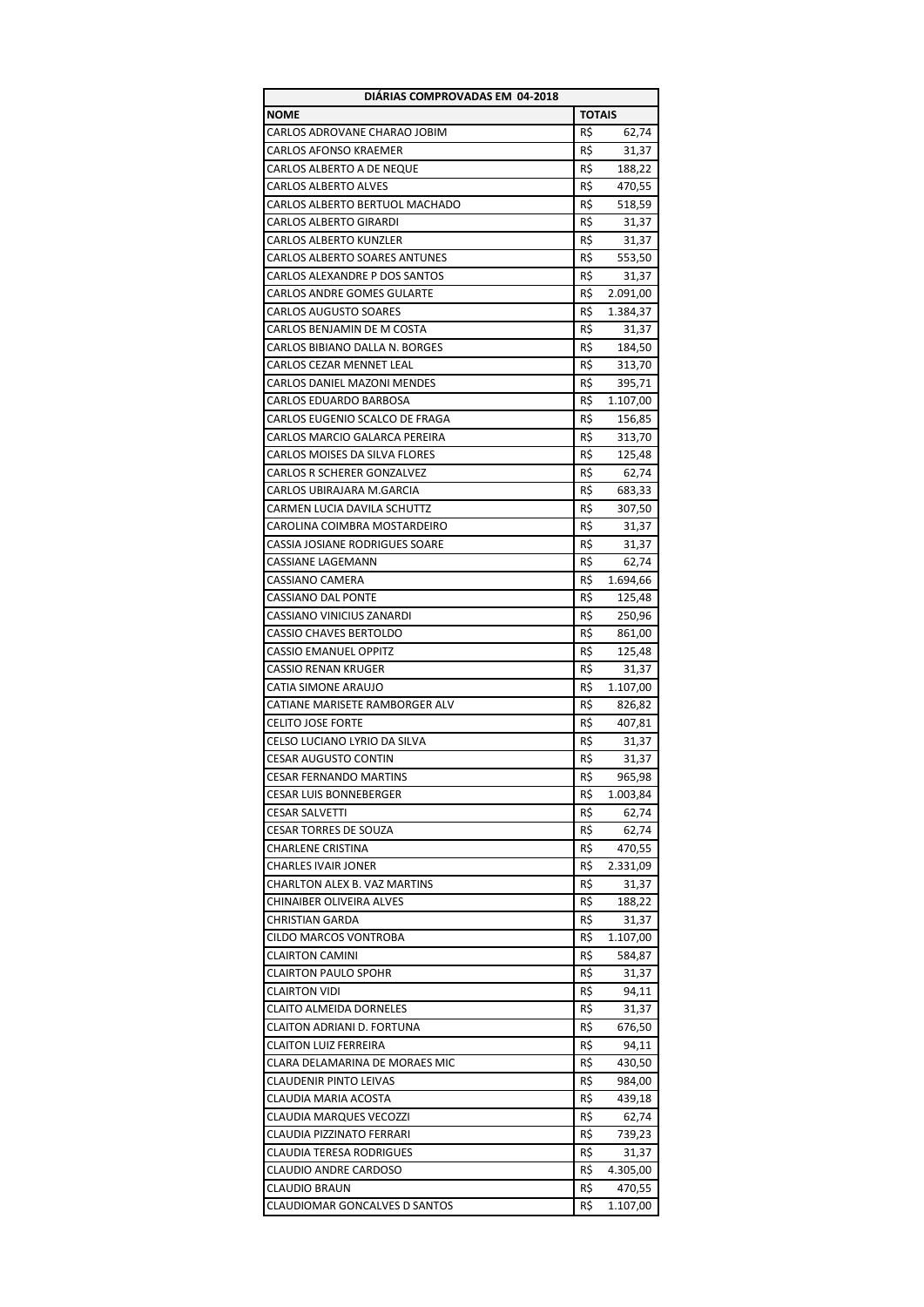| DIÁRIAS COMPROVADAS EM 04-2018 | |
|---|---|
| **NOME** | **TOTAIS** |
| CARLOS ADROVANE CHARAO JOBIM | R$ 62,74 |
| CARLOS AFONSO KRAEMER | R$ 31,37 |
| CARLOS ALBERTO A DE NEQUE | R$ 188,22 |
| CARLOS ALBERTO ALVES | R$ 470,55 |
| CARLOS ALBERTO BERTUOL MACHADO | R$ 518,59 |
| CARLOS ALBERTO GIRARDI | R$ 31,37 |
| CARLOS ALBERTO KUNZLER | R$ 31,37 |
| CARLOS ALBERTO SOARES ANTUNES | R$ 553,50 |
| CARLOS ALEXANDRE P DOS SANTOS | R$ 31,37 |
| CARLOS ANDRE GOMES GULARTE | R$ 2.091,00 |
| CARLOS AUGUSTO SOARES | R$ 1.384,37 |
| CARLOS BENJAMIN DE M COSTA | R$ 31,37 |
| CARLOS BIBIANO DALLA N. BORGES | R$ 184,50 |
| CARLOS CEZAR MENNET LEAL | R$ 313,70 |
| CARLOS DANIEL MAZONI MENDES | R$ 395,71 |
| CARLOS EDUARDO BARBOSA | R$ 1.107,00 |
| CARLOS EUGENIO SCALCO DE FRAGA | R$ 156,85 |
| CARLOS MARCIO GALARCA PEREIRA | R$ 313,70 |
| CARLOS MOISES DA SILVA FLORES | R$ 125,48 |
| CARLOS R SCHERER GONZALVEZ | R$ 62,74 |
| CARLOS UBIRAJARA M.GARCIA | R$ 683,33 |
| CARMEN LUCIA DAVILA SCHUTTZ | R$ 307,50 |
| CAROLINA COIMBRA MOSTARDEIRO | R$ 31,37 |
| CASSIA JOSIANE RODRIGUES SOARE | R$ 31,37 |
| CASSIANE LAGEMANN | R$ 62,74 |
| CASSIANO CAMERA | R$ 1.694,66 |
| CASSIANO DAL PONTE | R$ 125,48 |
| CASSIANO VINICIUS ZANARDI | R$ 250,96 |
| CASSIO CHAVES BERTOLDO | R$ 861,00 |
| CASSIO EMANUEL OPPITZ | R$ 125,48 |
| CASSIO RENAN KRUGER | R$ 31,37 |
| CATIA SIMONE ARAUJO | R$ 1.107,00 |
| CATIANE MARISETE RAMBORGER ALV | R$ 826,82 |
| CELITO JOSE FORTE | R$ 407,81 |
| CELSO LUCIANO LYRIO DA SILVA | R$ 31,37 |
| CESAR AUGUSTO CONTIN | R$ 31,37 |
| CESAR FERNANDO MARTINS | R$ 965,98 |
| CESAR LUIS BONNEBERGER | R$ 1.003,84 |
| CESAR SALVETTI | R$ 62,74 |
| CESAR TORRES DE SOUZA | R$ 62,74 |
| CHARLENE CRISTINA | R$ 470,55 |
| CHARLES IVAIR JONER | R$ 2.331,09 |
| CHARLTON ALEX B. VAZ MARTINS | R$ 31,37 |
| CHINAIBER OLIVEIRA ALVES | R$ 188,22 |
| CHRISTIAN GARDA | R$ 31,37 |
| CILDO MARCOS VONTROBA | R$ 1.107,00 |
| CLAIRTON CAMINI | R$ 584,87 |
| CLAIRTON PAULO SPOHR | R$ 31,37 |
| CLAIRTON VIDI | R$ 94,11 |
| CLAITO ALMEIDA DORNELES | R$ 31,37 |
| CLAITON ADRIANI D. FORTUNA | R$ 676,50 |
| CLAITON LUIZ FERREIRA | R$ 94,11 |
| CLARA DELAMARINA DE MORAES MIC | R$ 430,50 |
| CLAUDENIR PINTO LEIVAS | R$ 984,00 |
| CLAUDIA MARIA ACOSTA | R$ 439,18 |
| CLAUDIA MARQUES VECOZZI | R$ 62,74 |
| CLAUDIA PIZZINATO FERRARI | R$ 739,23 |
| CLAUDIA TERESA RODRIGUES | R$ 31,37 |
| CLAUDIO ANDRE CARDOSO | R$ 4.305,00 |
| CLAUDIO BRAUN | R$ 470,55 |
| CLAUDIOMAR GONCALVES D SANTOS | R$ 1.107,00 |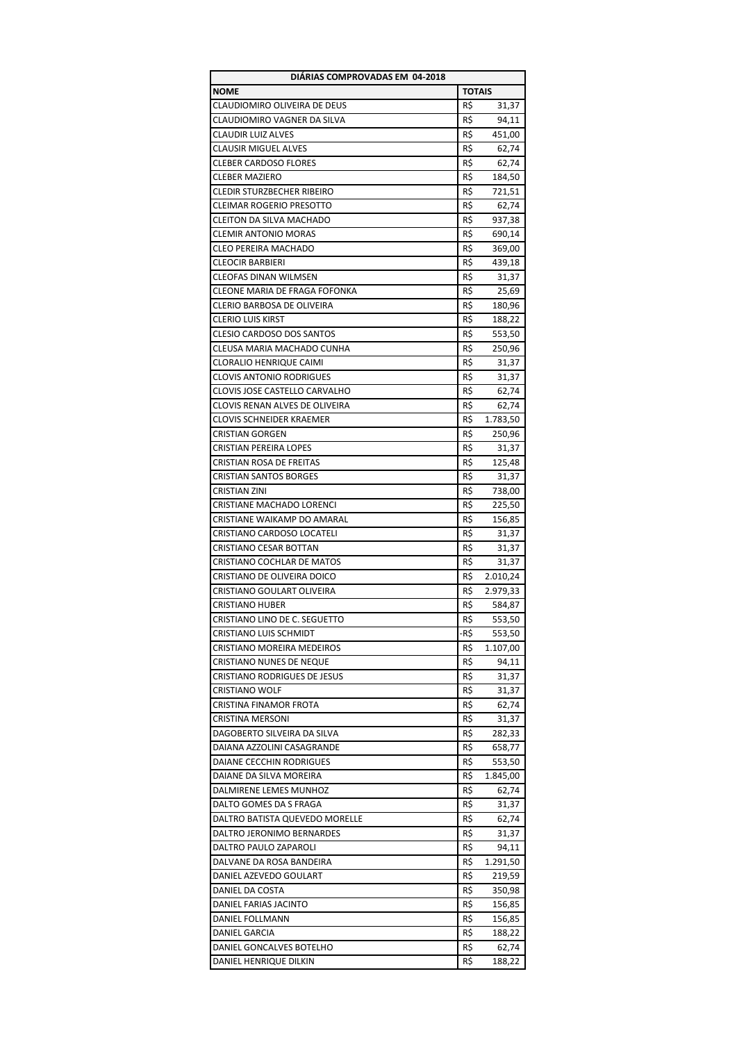| DIÁRIAS COMPROVADAS EM 04-2018 | |
|---|---|
| **NOME** | **TOTAIS** |
| CLAUDIOMIRO OLIVEIRA DE DEUS | R$ 31,37 |
| CLAUDIOMIRO VAGNER DA SILVA | R$ 94,11 |
| CLAUDIR LUIZ ALVES | R$ 451,00 |
| CLAUSIR MIGUEL ALVES | R$ 62,74 |
| CLEBER CARDOSO FLORES | R$ 62,74 |
| CLEBER MAZIERO | R$ 184,50 |
| CLEDIR STURZBECHER RIBEIRO | R$ 721,51 |
| CLEIMAR ROGERIO PRESOTTO | R$ 62,74 |
| CLEITON DA SILVA MACHADO | R$ 937,38 |
| CLEMIR ANTONIO MORAS | R$ 690,14 |
| CLEO PEREIRA MACHADO | R$ 369,00 |
| CLEOCIR BARBIERI | R$ 439,18 |
| CLEOFAS DINAN WILMSEN | R$ 31,37 |
| CLEONE MARIA DE FRAGA FOFONKA | R$ 25,69 |
| CLERIO BARBOSA DE OLIVEIRA | R$ 180,96 |
| CLERIO LUIS KIRST | R$ 188,22 |
| CLESIO CARDOSO DOS SANTOS | R$ 553,50 |
| CLEUSA MARIA MACHADO CUNHA | R$ 250,96 |
| CLORALIO HENRIQUE CAIMI | R$ 31,37 |
| CLOVIS ANTONIO RODRIGUES | R$ 31,37 |
| CLOVIS JOSE CASTELLO CARVALHO | R$ 62,74 |
| CLOVIS RENAN ALVES DE OLIVEIRA | R$ 62,74 |
| CLOVIS SCHNEIDER KRAEMER | R$ 1.783,50 |
| CRISTIAN GORGEN | R$ 250,96 |
| CRISTIAN PEREIRA LOPES | R$ 31,37 |
| CRISTIAN ROSA DE FREITAS | R$ 125,48 |
| CRISTIAN SANTOS BORGES | R$ 31,37 |
| CRISTIAN ZINI | R$ 738,00 |
| CRISTIANE MACHADO LORENCI | R$ 225,50 |
| CRISTIANE WAIKAMP DO AMARAL | R$ 156,85 |
| CRISTIANO CARDOSO LOCATELI | R$ 31,37 |
| CRISTIANO CESAR BOTTAN | R$ 31,37 |
| CRISTIANO COCHLAR DE MATOS | R$ 31,37 |
| CRISTIANO DE OLIVEIRA DOICO | R$ 2.010,24 |
| CRISTIANO GOULART OLIVEIRA | R$ 2.979,33 |
| CRISTIANO HUBER | R$ 584,87 |
| CRISTIANO LINO DE C. SEGUETTO | R$ 553,50 |
| CRISTIANO LUIS SCHMIDT | -R$ 553,50 |
| CRISTIANO MOREIRA MEDEIROS | R$ 1.107,00 |
| CRISTIANO NUNES DE NEQUE | R$ 94,11 |
| CRISTIANO RODRIGUES DE JESUS | R$ 31,37 |
| CRISTIANO WOLF | R$ 31,37 |
| CRISTINA FINAMOR FROTA | R$ 62,74 |
| CRISTINA MERSONI | R$ 31,37 |
| DAGOBERTO SILVEIRA DA SILVA | R$ 282,33 |
| DAIANA AZZOLINI CASAGRANDE | R$ 658,77 |
| DAIANE CECCHIN RODRIGUES | R$ 553,50 |
| DAIANE DA SILVA MOREIRA | R$ 1.845,00 |
| DALMIRENE LEMES MUNHOZ | R$ 62,74 |
| DALTO GOMES DA S FRAGA | R$ 31,37 |
| DALTRO BATISTA QUEVEDO MORELLE | R$ 62,74 |
| DALTRO JERONIMO BERNARDES | R$ 31,37 |
| DALTRO PAULO ZAPAROLI | R$ 94,11 |
| DALVANE DA ROSA BANDEIRA | R$ 1.291,50 |
| DANIEL AZEVEDO GOULART | R$ 219,59 |
| DANIEL DA COSTA | R$ 350,98 |
| DANIEL FARIAS JACINTO | R$ 156,85 |
| DANIEL FOLLMANN | R$ 156,85 |
| DANIEL GARCIA | R$ 188,22 |
| DANIEL GONCALVES BOTELHO | R$ 62,74 |
| DANIEL HENRIQUE DILKIN | R$ 188,22 |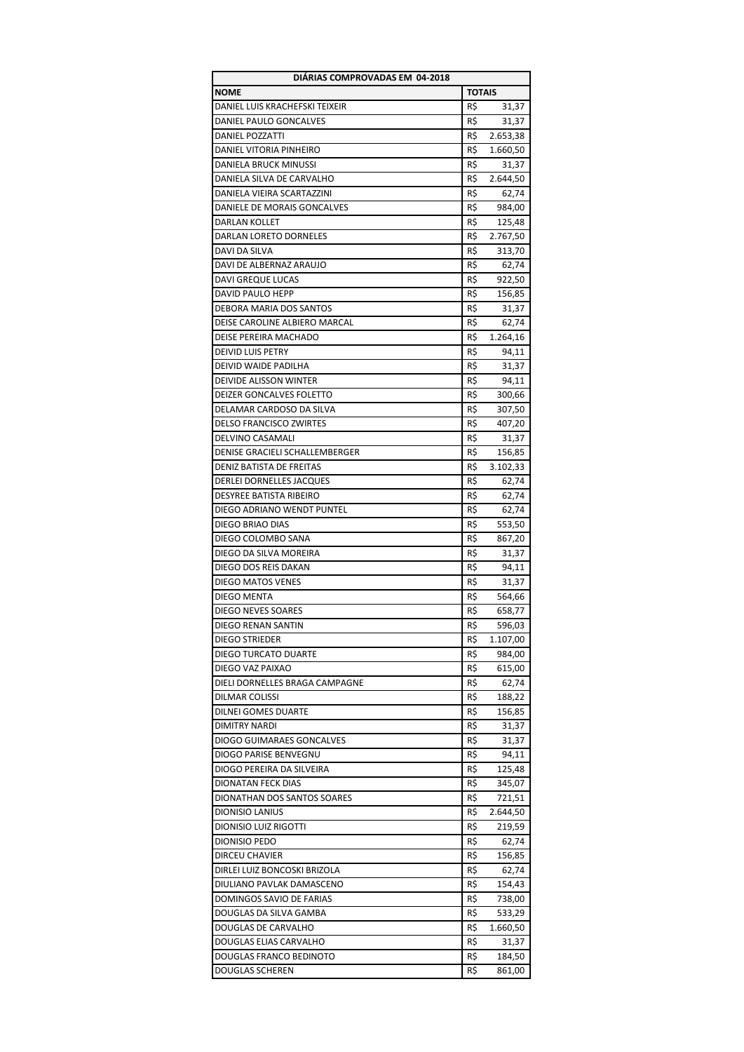| DIÁRIAS COMPROVADAS EM 04-2018 | |
|---|---|
| **NOME** | **TOTAIS** |
| DANIEL LUIS KRACHEFSKI TEIXEIR | R$ 31,37 |
| DANIEL PAULO GONCALVES | R$ 31,37 |
| DANIEL POZZATTI | R$ 2.653,38 |
| DANIEL VITORIA PINHEIRO | R$ 1.660,50 |
| DANIELA BRUCK MINUSSI | R$ 31,37 |
| DANIELA SILVA DE CARVALHO | R$ 2.644,50 |
| DANIELA VIEIRA SCARTAZZINI | R$ 62,74 |
| DANIELE DE MORAIS GONCALVES | R$ 984,00 |
| DARLAN KOLLET | R$ 125,48 |
| DARLAN LORETO DORNELES | R$ 2.767,50 |
| DAVI DA SILVA | R$ 313,70 |
| DAVI DE ALBERNAZ ARAUJO | R$ 62,74 |
| DAVI GREQUE LUCAS | R$ 922,50 |
| DAVID PAULO HEPP | R$ 156,85 |
| DEBORA MARIA DOS SANTOS | R$ 31,37 |
| DEISE CAROLINE ALBIERO MARCAL | R$ 62,74 |
| DEISE PEREIRA MACHADO | R$ 1.264,16 |
| DEIVID LUIS PETRY | R$ 94,11 |
| DEIVID WAIDE PADILHA | R$ 31,37 |
| DEIVIDE ALISSON WINTER | R$ 94,11 |
| DEIZER GONCALVES FOLETTO | R$ 300,66 |
| DELAMAR CARDOSO DA SILVA | R$ 307,50 |
| DELSO FRANCISCO ZWIRTES | R$ 407,20 |
| DELVINO CASAMALI | R$ 31,37 |
| DENISE GRACIELI SCHALLEMBERGER | R$ 156,85 |
| DENIZ BATISTA DE FREITAS | R$ 3.102,33 |
| DERLEI DORNELLES JACQUES | R$ 62,74 |
| DESYREE BATISTA RIBEIRO | R$ 62,74 |
| DIEGO ADRIANO WENDT PUNTEL | R$ 62,74 |
| DIEGO BRIAO DIAS | R$ 553,50 |
| DIEGO COLOMBO SANA | R$ 867,20 |
| DIEGO DA SILVA MOREIRA | R$ 31,37 |
| DIEGO DOS REIS DAKAN | R$ 94,11 |
| DIEGO MATOS VENES | R$ 31,37 |
| DIEGO MENTA | R$ 564,66 |
| DIEGO NEVES SOARES | R$ 658,77 |
| DIEGO RENAN SANTIN | R$ 596,03 |
| DIEGO STRIEDER | R$ 1.107,00 |
| DIEGO TURCATO DUARTE | R$ 984,00 |
| DIEGO VAZ PAIXAO | R$ 615,00 |
| DIELI DORNELLES BRAGA CAMPAGNE | R$ 62,74 |
| DILMAR COLISSI | R$ 188,22 |
| DILNEI GOMES DUARTE | R$ 156,85 |
| DIMITRY NARDI | R$ 31,37 |
| DIOGO GUIMARAES GONCALVES | R$ 31,37 |
| DIOGO PARISE BENVEGNU | R$ 94,11 |
| DIOGO PEREIRA DA SILVEIRA | R$ 125,48 |
| DIONATAN FECK DIAS | R$ 345,07 |
| DIONATHAN DOS SANTOS SOARES | R$ 721,51 |
| DIONISIO LANIUS | R$ 2.644,50 |
| DIONISIO LUIZ RIGOTTI | R$ 219,59 |
| DIONISIO PEDO | R$ 62,74 |
| DIRCEU CHAVIER | R$ 156,85 |
| DIRLEI LUIZ BONCOSKI BRIZOLA | R$ 62,74 |
| DIULIANO PAVLAK DAMASCENO | R$ 154,43 |
| DOMINGOS SAVIO DE FARIAS | R$ 738,00 |
| DOUGLAS DA SILVA GAMBA | R$ 533,29 |
| DOUGLAS DE CARVALHO | R$ 1.660,50 |
| DOUGLAS ELIAS CARVALHO | R$ 31,37 |
| DOUGLAS FRANCO BEDINOTO | R$ 184,50 |
| DOUGLAS SCHEREN | R$ 861,00 |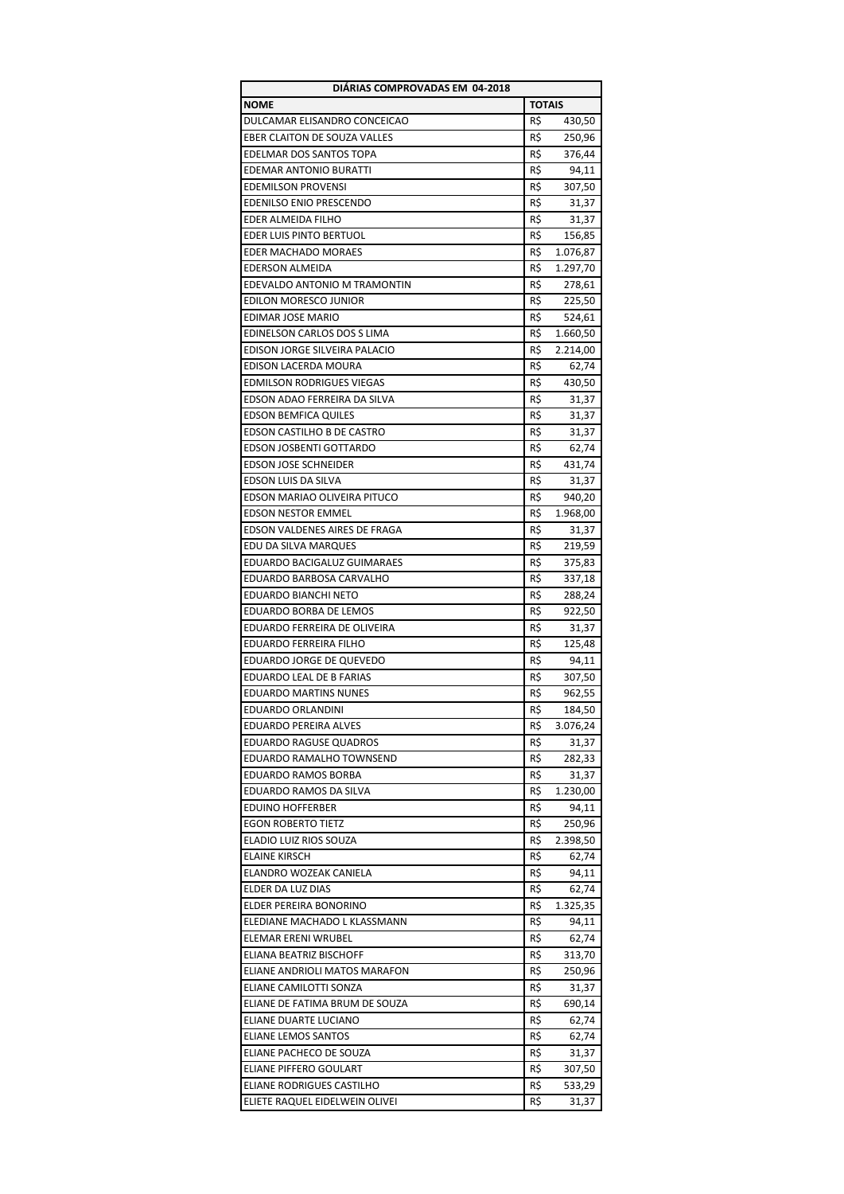| DIÁRIAS COMPROVADAS EM 04-2018 | |
|---|---|
| **NOME** | **TOTAIS** |
| DULCAMAR ELISANDRO CONCEICAO | R$ 430,50 |
| EBER CLAITON DE SOUZA VALLES | R$ 250,96 |
| EDELMAR DOS SANTOS TOPA | R$ 376,44 |
| EDEMAR ANTONIO BURATTI | R$ 94,11 |
| EDEMILSON PROVENSI | R$ 307,50 |
| EDENILSO ENIO PRESCENDO | R$ 31,37 |
| EDER ALMEIDA FILHO | R$ 31,37 |
| EDER LUIS PINTO BERTUOL | R$ 156,85 |
| EDER MACHADO MORAES | R$ 1.076,87 |
| EDERSON ALMEIDA | R$ 1.297,70 |
| EDEVALDO ANTONIO M TRAMONTIN | R$ 278,61 |
| EDILON MORESCO JUNIOR | R$ 225,50 |
| EDIMAR JOSE MARIO | R$ 524,61 |
| EDINELSON CARLOS DOS S LIMA | R$ 1.660,50 |
| EDISON JORGE SILVEIRA PALACIO | R$ 2.214,00 |
| EDISON LACERDA MOURA | R$ 62,74 |
| EDMILSON RODRIGUES VIEGAS | R$ 430,50 |
| EDSON ADAO FERREIRA DA SILVA | R$ 31,37 |
| EDSON BEMFICA QUILES | R$ 31,37 |
| EDSON CASTILHO B DE CASTRO | R$ 31,37 |
| EDSON JOSBENTI GOTTARDO | R$ 62,74 |
| EDSON JOSE SCHNEIDER | R$ 431,74 |
| EDSON LUIS DA SILVA | R$ 31,37 |
| EDSON MARIAO OLIVEIRA PITUCO | R$ 940,20 |
| EDSON NESTOR EMMEL | R$ 1.968,00 |
| EDSON VALDENES AIRES DE FRAGA | R$ 31,37 |
| EDU DA SILVA MARQUES | R$ 219,59 |
| EDUARDO BACIGALUZ GUIMARAES | R$ 375,83 |
| EDUARDO BARBOSA CARVALHO | R$ 337,18 |
| EDUARDO BIANCHI NETO | R$ 288,24 |
| EDUARDO BORBA DE LEMOS | R$ 922,50 |
| EDUARDO FERREIRA DE OLIVEIRA | R$ 31,37 |
| EDUARDO FERREIRA FILHO | R$ 125,48 |
| EDUARDO JORGE DE QUEVEDO | R$ 94,11 |
| EDUARDO LEAL DE B FARIAS | R$ 307,50 |
| EDUARDO MARTINS NUNES | R$ 962,55 |
| EDUARDO ORLANDINI | R$ 184,50 |
| EDUARDO PEREIRA ALVES | R$ 3.076,24 |
| EDUARDO RAGUSE QUADROS | R$ 31,37 |
| EDUARDO RAMALHO TOWNSEND | R$ 282,33 |
| EDUARDO RAMOS BORBA | R$ 31,37 |
| EDUARDO RAMOS DA SILVA | R$ 1.230,00 |
| EDUINO HOFFERBER | R$ 94,11 |
| EGON ROBERTO TIETZ | R$ 250,96 |
| ELADIO LUIZ RIOS SOUZA | R$ 2.398,50 |
| ELAINE KIRSCH | R$ 62,74 |
| ELANDRO WOZEAK CANIELA | R$ 94,11 |
| ELDER DA LUZ DIAS | R$ 62,74 |
| ELDER PEREIRA BONORINO | R$ 1.325,35 |
| ELEDIANE MACHADO L KLASSMANN | R$ 94,11 |
| ELEMAR ERENI WRUBEL | R$ 62,74 |
| ELIANA BEATRIZ BISCHOFF | R$ 313,70 |
| ELIANE ANDRIOLI MATOS MARAFON | R$ 250,96 |
| ELIANE CAMILOTTI SONZA | R$ 31,37 |
| ELIANE DE FATIMA BRUM DE SOUZA | R$ 690,14 |
| ELIANE DUARTE LUCIANO | R$ 62,74 |
| ELIANE LEMOS SANTOS | R$ 62,74 |
| ELIANE PACHECO DE SOUZA | R$ 31,37 |
| ELIANE PIFFERO GOULART | R$ 307,50 |
| ELIANE RODRIGUES CASTILHO | R$ 533,29 |
| ELIETE RAQUEL EIDELWEIN OLIVEI | R$ 31,37 |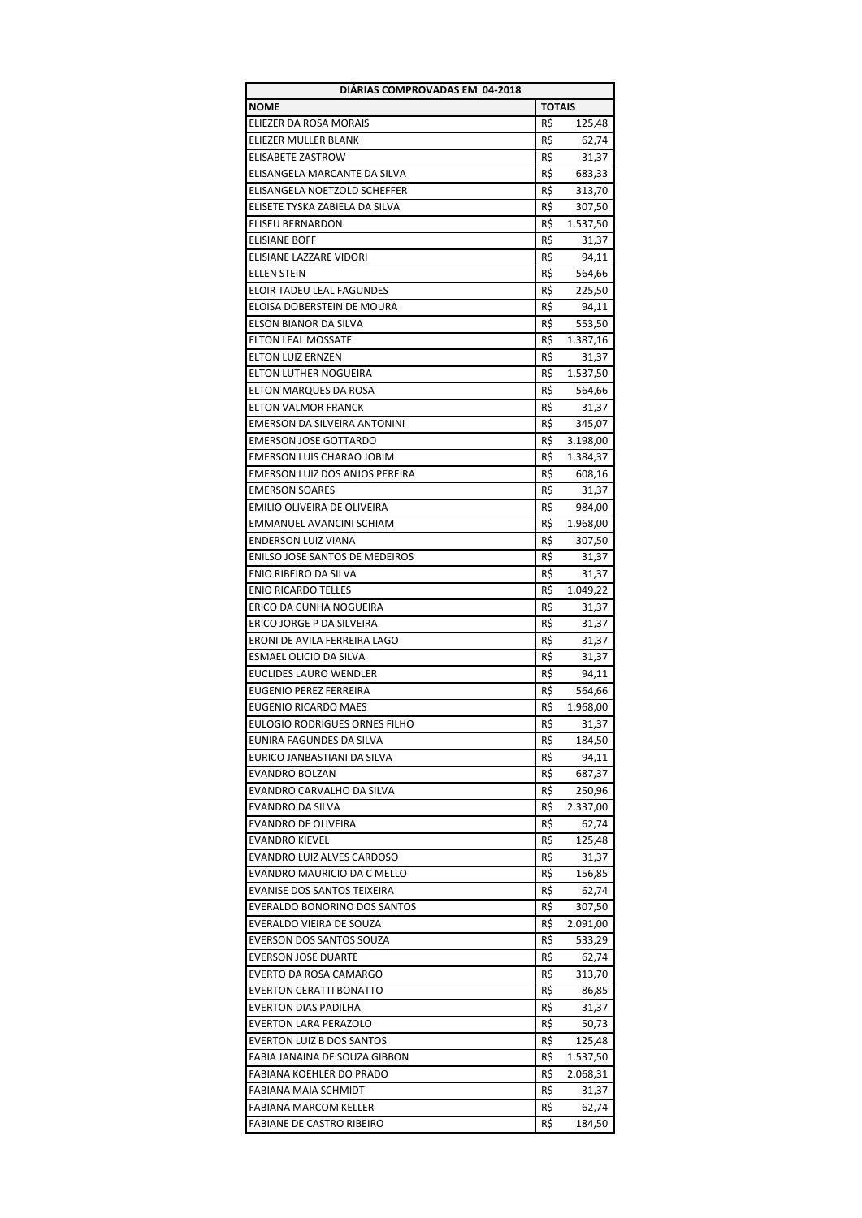| DIÁRIAS COMPROVADAS EM 04-2018 | |
|---|---|
| **NOME** | **TOTAIS** |
| ELIEZER DA ROSA MORAIS | R$ 125,48 |
| ELIEZER MULLER BLANK | R$ 62,74 |
| ELISABETE ZASTROW | R$ 31,37 |
| ELISANGELA MARCANTE DA SILVA | R$ 683,33 |
| ELISANGELA NOETZOLD SCHEFFER | R$ 313,70 |
| ELISETE TYSKA ZABIELA DA SILVA | R$ 307,50 |
| ELISEU BERNARDON | R$ 1.537,50 |
| ELISIANE BOFF | R$ 31,37 |
| ELISIANE LAZZARE VIDORI | R$ 94,11 |
| ELLEN STEIN | R$ 564,66 |
| ELOIR TADEU LEAL FAGUNDES | R$ 225,50 |
| ELOISA DOBERSTEIN DE MOURA | R$ 94,11 |
| ELSON BIANOR DA SILVA | R$ 553,50 |
| ELTON LEAL MOSSATE | R$ 1.387,16 |
| ELTON LUIZ ERNZEN | R$ 31,37 |
| ELTON LUTHER NOGUEIRA | R$ 1.537,50 |
| ELTON MARQUES DA ROSA | R$ 564,66 |
| ELTON VALMOR FRANCK | R$ 31,37 |
| EMERSON DA SILVEIRA ANTONINI | R$ 345,07 |
| EMERSON JOSE GOTTARDO | R$ 3.198,00 |
| EMERSON LUIS CHARAO JOBIM | R$ 1.384,37 |
| EMERSON LUIZ DOS ANJOS PEREIRA | R$ 608,16 |
| EMERSON SOARES | R$ 31,37 |
| EMILIO OLIVEIRA DE OLIVEIRA | R$ 984,00 |
| EMMANUEL AVANCINI SCHIAM | R$ 1.968,00 |
| ENDERSON LUIZ VIANA | R$ 307,50 |
| ENILSO JOSE SANTOS DE MEDEIROS | R$ 31,37 |
| ENIO RIBEIRO DA SILVA | R$ 31,37 |
| ENIO RICARDO TELLES | R$ 1.049,22 |
| ERICO DA CUNHA NOGUEIRA | R$ 31,37 |
| ERICO JORGE P DA SILVEIRA | R$ 31,37 |
| ERONI DE AVILA FERREIRA LAGO | R$ 31,37 |
| ESMAEL OLICIO DA SILVA | R$ 31,37 |
| EUCLIDES LAURO WENDLER | R$ 94,11 |
| EUGENIO PEREZ FERREIRA | R$ 564,66 |
| EUGENIO RICARDO MAES | R$ 1.968,00 |
| EULOGIO RODRIGUES ORNES FILHO | R$ 31,37 |
| EUNIRA FAGUNDES DA SILVA | R$ 184,50 |
| EURICO JANBASTIANI DA SILVA | R$ 94,11 |
| EVANDRO BOLZAN | R$ 687,37 |
| EVANDRO CARVALHO DA SILVA | R$ 250,96 |
| EVANDRO DA SILVA | R$ 2.337,00 |
| EVANDRO DE OLIVEIRA | R$ 62,74 |
| EVANDRO KIEVEL | R$ 125,48 |
| EVANDRO LUIZ ALVES CARDOSO | R$ 31,37 |
| EVANDRO MAURICIO DA C MELLO | R$ 156,85 |
| EVANISE DOS SANTOS TEIXEIRA | R$ 62,74 |
| EVERALDO BONORINO DOS SANTOS | R$ 307,50 |
| EVERALDO VIEIRA DE SOUZA | R$ 2.091,00 |
| EVERSON DOS SANTOS SOUZA | R$ 533,29 |
| EVERSON JOSE DUARTE | R$ 62,74 |
| EVERTO DA ROSA CAMARGO | R$ 313,70 |
| EVERTON CERATTI BONATTO | R$ 86,85 |
| EVERTON DIAS PADILHA | R$ 31,37 |
| EVERTON LARA PERAZOLO | R$ 50,73 |
| EVERTON LUIZ B DOS SANTOS | R$ 125,48 |
| FABIA JANAINA DE SOUZA GIBBON | R$ 1.537,50 |
| FABIANA KOEHLER DO PRADO | R$ 2.068,31 |
| FABIANA MAIA SCHMIDT | R$ 31,37 |
| FABIANA MARCOM KELLER | R$ 62,74 |
| FABIANE DE CASTRO RIBEIRO | R$ 184,50 |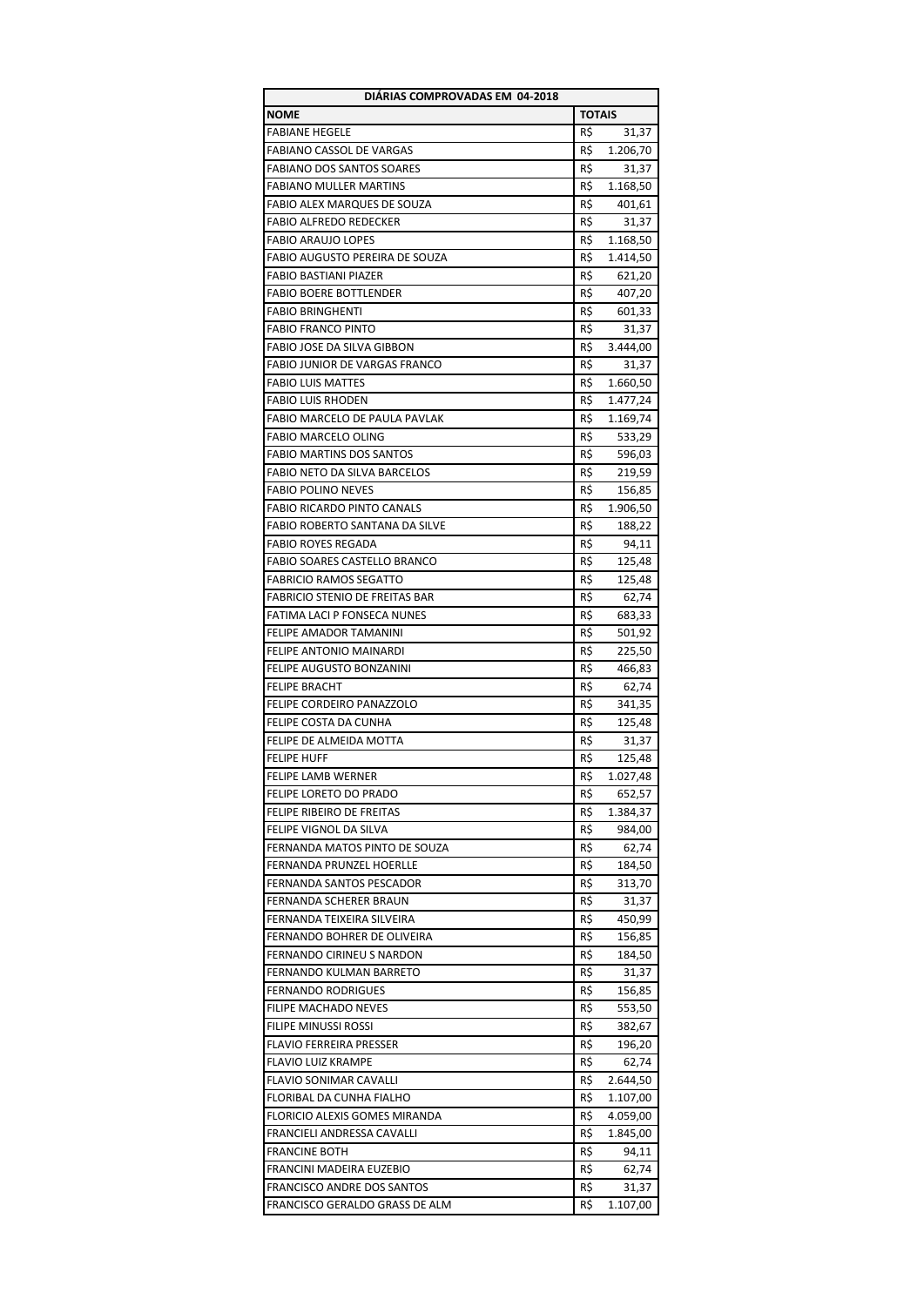| DIÁRIAS COMPROVADAS EM 04-2018 | |
|---|---|
| **NOME** | **TOTAIS** |
| FABIANE HEGELE | R$ 31,37 |
| FABIANO CASSOL DE VARGAS | R$ 1.206,70 |
| FABIANO DOS SANTOS SOARES | R$ 31,37 |
| FABIANO MULLER MARTINS | R$ 1.168,50 |
| FABIO ALEX MARQUES DE SOUZA | R$ 401,61 |
| FABIO ALFREDO REDECKER | R$ 31,37 |
| FABIO ARAUJO LOPES | R$ 1.168,50 |
| FABIO AUGUSTO PEREIRA DE SOUZA | R$ 1.414,50 |
| FABIO BASTIANI PIAZER | R$ 621,20 |
| FABIO BOERE BOTTLENDER | R$ 407,20 |
| FABIO BRINGHENTI | R$ 601,33 |
| FABIO FRANCO PINTO | R$ 31,37 |
| FABIO JOSE DA SILVA GIBBON | R$ 3.444,00 |
| FABIO JUNIOR DE VARGAS FRANCO | R$ 31,37 |
| FABIO LUIS MATTES | R$ 1.660,50 |
| FABIO LUIS RHODEN | R$ 1.477,24 |
| FABIO MARCELO DE PAULA PAVLAK | R$ 1.169,74 |
| FABIO MARCELO OLING | R$ 533,29 |
| FABIO MARTINS DOS SANTOS | R$ 596,03 |
| FABIO NETO DA SILVA BARCELOS | R$ 219,59 |
| FABIO POLINO NEVES | R$ 156,85 |
| FABIO RICARDO PINTO CANALS | R$ 1.906,50 |
| FABIO ROBERTO SANTANA DA SILVE | R$ 188,22 |
| FABIO ROYES REGADA | R$ 94,11 |
| FABIO SOARES CASTELLO BRANCO | R$ 125,48 |
| FABRICIO RAMOS SEGATTO | R$ 125,48 |
| FABRICIO STENIO DE FREITAS BAR | R$ 62,74 |
| FATIMA LACI P FONSECA NUNES | R$ 683,33 |
| FELIPE AMADOR TAMANINI | R$ 501,92 |
| FELIPE ANTONIO MAINARDI | R$ 225,50 |
| FELIPE AUGUSTO BONZANINI | R$ 466,83 |
| FELIPE BRACHT | R$ 62,74 |
| FELIPE CORDEIRO PANAZZOLO | R$ 341,35 |
| FELIPE COSTA DA CUNHA | R$ 125,48 |
| FELIPE DE ALMEIDA MOTTA | R$ 31,37 |
| FELIPE HUFF | R$ 125,48 |
| FELIPE LAMB WERNER | R$ 1.027,48 |
| FELIPE LORETO DO PRADO | R$ 652,57 |
| FELIPE RIBEIRO DE FREITAS | R$ 1.384,37 |
| FELIPE VIGNOL DA SILVA | R$ 984,00 |
| FERNANDA MATOS PINTO DE SOUZA | R$ 62,74 |
| FERNANDA PRUNZEL HOERLLE | R$ 184,50 |
| FERNANDA SANTOS PESCADOR | R$ 313,70 |
| FERNANDA SCHERER BRAUN | R$ 31,37 |
| FERNANDA TEIXEIRA SILVEIRA | R$ 450,99 |
| FERNANDO BOHRER DE OLIVEIRA | R$ 156,85 |
| FERNANDO CIRINEU S NARDON | R$ 184,50 |
| FERNANDO KULMAN BARRETO | R$ 31,37 |
| FERNANDO RODRIGUES | R$ 156,85 |
| FILIPE MACHADO NEVES | R$ 553,50 |
| FILIPE MINUSSI ROSSI | R$ 382,67 |
| FLAVIO FERREIRA PRESSER | R$ 196,20 |
| FLAVIO LUIZ KRAMPE | R$ 62,74 |
| FLAVIO SONIMAR CAVALLI | R$ 2.644,50 |
| FLORIBAL DA CUNHA FIALHO | R$ 1.107,00 |
| FLORICIO ALEXIS GOMES MIRANDA | R$ 4.059,00 |
| FRANCIELI ANDRESSA CAVALLI | R$ 1.845,00 |
| FRANCINE BOTH | R$ 94,11 |
| FRANCINI MADEIRA EUZEBIO | R$ 62,74 |
| FRANCISCO ANDRE DOS SANTOS | R$ 31,37 |
| FRANCISCO GERALDO GRASS DE ALM | R$ 1.107,00 |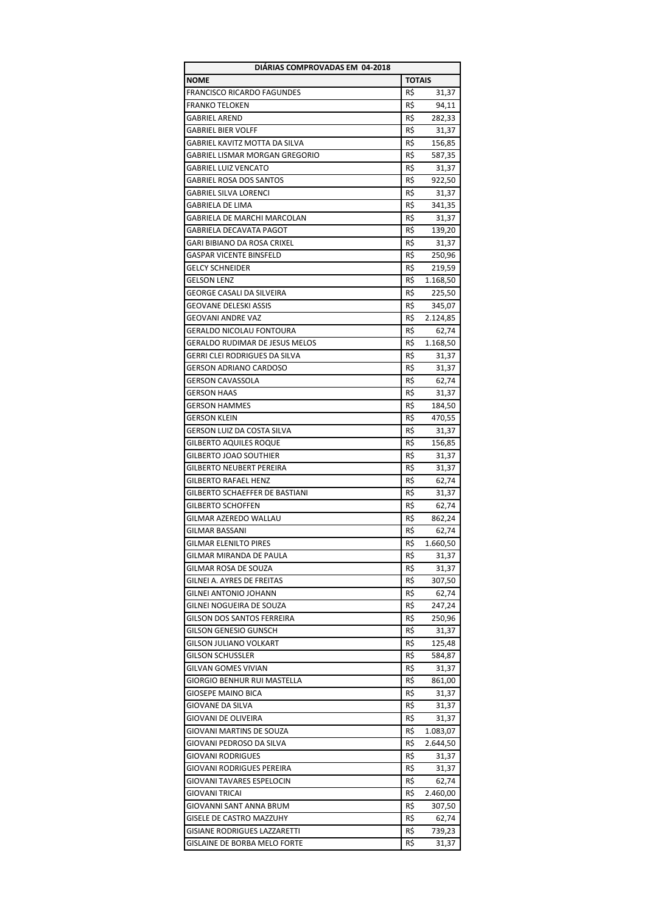| DIÁRIAS COMPROVADAS EM 04-2018 | |
|---|---|
| **NOME** | **TOTAIS** |
| FRANCISCO RICARDO FAGUNDES | R$ 31,37 |
| FRANKO TELOKEN | R$ 94,11 |
| GABRIEL AREND | R$ 282,33 |
| GABRIEL BIER VOLFF | R$ 31,37 |
| GABRIEL KAVITZ MOTTA DA SILVA | R$ 156,85 |
| GABRIEL LISMAR MORGAN GREGORIO | R$ 587,35 |
| GABRIEL LUIZ VENCATO | R$ 31,37 |
| GABRIEL ROSA DOS SANTOS | R$ 922,50 |
| GABRIEL SILVA LORENCI | R$ 31,37 |
| GABRIELA DE LIMA | R$ 341,35 |
| GABRIELA DE MARCHI MARCOLAN | R$ 31,37 |
| GABRIELA DECAVATA PAGOT | R$ 139,20 |
| GARI BIBIANO DA ROSA CRIXEL | R$ 31,37 |
| GASPAR VICENTE BINSFELD | R$ 250,96 |
| GELCY SCHNEIDER | R$ 219,59 |
| GELSON LENZ | R$ 1.168,50 |
| GEORGE CASALI DA SILVEIRA | R$ 225,50 |
| GEOVANE DELESKI ASSIS | R$ 345,07 |
| GEOVANI ANDRE VAZ | R$ 2.124,85 |
| GERALDO NICOLAU FONTOURA | R$ 62,74 |
| GERALDO RUDIMAR DE JESUS MELOS | R$ 1.168,50 |
| GERRI CLEI RODRIGUES DA SILVA | R$ 31,37 |
| GERSON ADRIANO CARDOSO | R$ 31,37 |
| GERSON CAVASSOLA | R$ 62,74 |
| GERSON HAAS | R$ 31,37 |
| GERSON HAMMES | R$ 184,50 |
| GERSON KLEIN | R$ 470,55 |
| GERSON LUIZ DA COSTA SILVA | R$ 31,37 |
| GILBERTO AQUILES ROQUE | R$ 156,85 |
| GILBERTO JOAO SOUTHIER | R$ 31,37 |
| GILBERTO NEUBERT PEREIRA | R$ 31,37 |
| GILBERTO RAFAEL HENZ | R$ 62,74 |
| GILBERTO SCHAEFFER DE BASTIANI | R$ 31,37 |
| GILBERTO SCHOFFEN | R$ 62,74 |
| GILMAR AZEREDO WALLAU | R$ 862,24 |
| GILMAR BASSANI | R$ 62,74 |
| GILMAR ELENILTO PIRES | R$ 1.660,50 |
| GILMAR MIRANDA DE PAULA | R$ 31,37 |
| GILMAR ROSA DE SOUZA | R$ 31,37 |
| GILNEI A. AYRES DE FREITAS | R$ 307,50 |
| GILNEI ANTONIO JOHANN | R$ 62,74 |
| GILNEI NOGUEIRA DE SOUZA | R$ 247,24 |
| GILSON DOS SANTOS FERREIRA | R$ 250,96 |
| GILSON GENESIO GUNSCH | R$ 31,37 |
| GILSON JULIANO VOLKART | R$ 125,48 |
| GILSON SCHUSSLER | R$ 584,87 |
| GILVAN GOMES VIVIAN | R$ 31,37 |
| GIORGIO BENHUR RUI MASTELLA | R$ 861,00 |
| GIOSEPE MAINO BICA | R$ 31,37 |
| GIOVANE DA SILVA | R$ 31,37 |
| GIOVANI DE OLIVEIRA | R$ 31,37 |
| GIOVANI MARTINS DE SOUZA | R$ 1.083,07 |
| GIOVANI PEDROSO DA SILVA | R$ 2.644,50 |
| GIOVANI RODRIGUES | R$ 31,37 |
| GIOVANI RODRIGUES PEREIRA | R$ 31,37 |
| GIOVANI TAVARES ESPELOCIN | R$ 62,74 |
| GIOVANI TRICAI | R$ 2.460,00 |
| GIOVANNI SANT ANNA BRUM | R$ 307,50 |
| GISELE DE CASTRO MAZZUHY | R$ 62,74 |
| GISIANE RODRIGUES LAZZARETTI | R$ 739,23 |
| GISLAINE DE BORBA MELO FORTE | R$ 31,37 |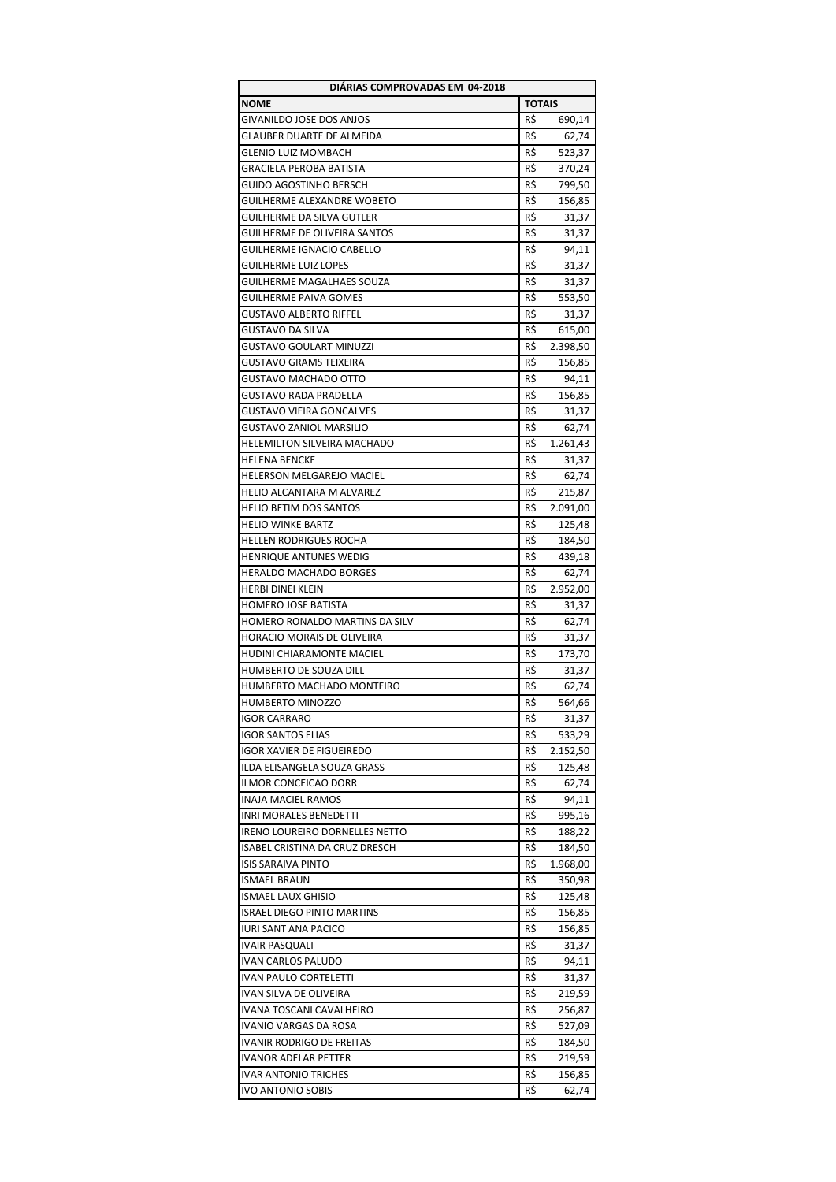| DIÁRIAS COMPROVADAS EM 04-2018 | |
|---|---|
| **NOME** | **TOTAIS** |
| GIVANILDO JOSE DOS ANJOS | R$ 690,14 |
| GLAUBER DUARTE DE ALMEIDA | R$ 62,74 |
| GLENIO LUIZ MOMBACH | R$ 523,37 |
| GRACIELA PEROBA BATISTA | R$ 370,24 |
| GUIDO AGOSTINHO BERSCH | R$ 799,50 |
| GUILHERME ALEXANDRE WOBETO | R$ 156,85 |
| GUILHERME DA SILVA GUTLER | R$ 31,37 |
| GUILHERME DE OLIVEIRA SANTOS | R$ 31,37 |
| GUILHERME IGNACIO CABELLO | R$ 94,11 |
| GUILHERME LUIZ LOPES | R$ 31,37 |
| GUILHERME MAGALHAES SOUZA | R$ 31,37 |
| GUILHERME PAIVA GOMES | R$ 553,50 |
| GUSTAVO ALBERTO RIFFEL | R$ 31,37 |
| GUSTAVO DA SILVA | R$ 615,00 |
| GUSTAVO GOULART MINUZZI | R$ 2.398,50 |
| GUSTAVO GRAMS TEIXEIRA | R$ 156,85 |
| GUSTAVO MACHADO OTTO | R$ 94,11 |
| GUSTAVO RADA PRADELLA | R$ 156,85 |
| GUSTAVO VIEIRA GONCALVES | R$ 31,37 |
| GUSTAVO ZANIOL MARSILIO | R$ 62,74 |
| HELEMILTON SILVEIRA MACHADO | R$ 1.261,43 |
| HELENA BENCKE | R$ 31,37 |
| HELERSON MELGAREJO MACIEL | R$ 62,74 |
| HELIO ALCANTARA M ALVAREZ | R$ 215,87 |
| HELIO BETIM DOS SANTOS | R$ 2.091,00 |
| HELIO WINKE BARTZ | R$ 125,48 |
| HELLEN RODRIGUES ROCHA | R$ 184,50 |
| HENRIQUE ANTUNES WEDIG | R$ 439,18 |
| HERALDO MACHADO BORGES | R$ 62,74 |
| HERBI DINEI KLEIN | R$ 2.952,00 |
| HOMERO JOSE BATISTA | R$ 31,37 |
| HOMERO RONALDO MARTINS DA SILV | R$ 62,74 |
| HORACIO MORAIS DE OLIVEIRA | R$ 31,37 |
| HUDINI CHIARAMONTE MACIEL | R$ 173,70 |
| HUMBERTO DE SOUZA DILL | R$ 31,37 |
| HUMBERTO MACHADO MONTEIRO | R$ 62,74 |
| HUMBERTO MINOZZO | R$ 564,66 |
| IGOR CARRARO | R$ 31,37 |
| IGOR SANTOS ELIAS | R$ 533,29 |
| IGOR XAVIER DE FIGUEIREDO | R$ 2.152,50 |
| ILDA ELISANGELA SOUZA GRASS | R$ 125,48 |
| ILMOR CONCEICAO DORR | R$ 62,74 |
| INAJA MACIEL RAMOS | R$ 94,11 |
| INRI MORALES BENEDETTI | R$ 995,16 |
| IRENO LOUREIRO DORNELLES NETTO | R$ 188,22 |
| ISABEL CRISTINA DA CRUZ DRESCH | R$ 184,50 |
| ISIS SARAIVA PINTO | R$ 1.968,00 |
| ISMAEL BRAUN | R$ 350,98 |
| ISMAEL LAUX GHISIO | R$ 125,48 |
| ISRAEL DIEGO PINTO MARTINS | R$ 156,85 |
| IURI SANT ANA PACICO | R$ 156,85 |
| IVAIR PASQUALI | R$ 31,37 |
| IVAN CARLOS PALUDO | R$ 94,11 |
| IVAN PAULO CORTELETTI | R$ 31,37 |
| IVAN SILVA DE OLIVEIRA | R$ 219,59 |
| IVANA TOSCANI CAVALHEIRO | R$ 256,87 |
| IVANIO VARGAS DA ROSA | R$ 527,09 |
| IVANIR RODRIGO DE FREITAS | R$ 184,50 |
| IVANOR ADELAR PETTER | R$ 219,59 |
| IVAR ANTONIO TRICHES | R$ 156,85 |
| IVO ANTONIO SOBIS | R$ 62,74 |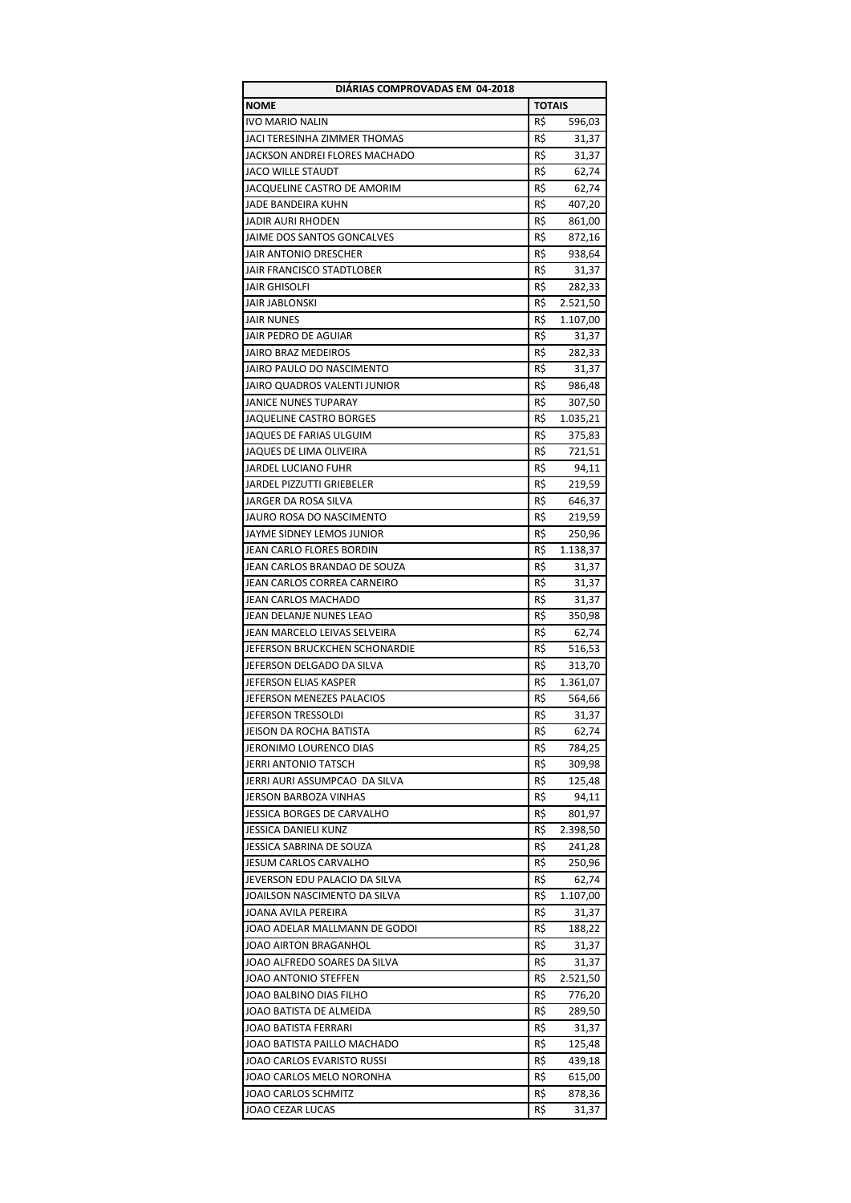| DIÁRIAS COMPROVADAS EM 04-2018 | |
|---|---|
| **NOME** | **TOTAIS** |
| IVO MARIO NALIN | R$ 596,03 |
| JACI TERESINHA ZIMMER THOMAS | R$ 31,37 |
| JACKSON ANDREI FLORES MACHADO | R$ 31,37 |
| JACO WILLE STAUDT | R$ 62,74 |
| JACQUELINE CASTRO DE AMORIM | R$ 62,74 |
| JADE BANDEIRA KUHN | R$ 407,20 |
| JADIR AURI RHODEN | R$ 861,00 |
| JAIME DOS SANTOS GONCALVES | R$ 872,16 |
| JAIR ANTONIO DRESCHER | R$ 938,64 |
| JAIR FRANCISCO STADTLOBER | R$ 31,37 |
| JAIR GHISOLFI | R$ 282,33 |
| JAIR JABLONSKI | R$ 2.521,50 |
| JAIR NUNES | R$ 1.107,00 |
| JAIR PEDRO DE AGUIAR | R$ 31,37 |
| JAIRO BRAZ MEDEIROS | R$ 282,33 |
| JAIRO PAULO DO NASCIMENTO | R$ 31,37 |
| JAIRO QUADROS VALENTI JUNIOR | R$ 986,48 |
| JANICE NUNES TUPARAY | R$ 307,50 |
| JAQUELINE CASTRO BORGES | R$ 1.035,21 |
| JAQUES DE FARIAS ULGUIM | R$ 375,83 |
| JAQUES DE LIMA OLIVEIRA | R$ 721,51 |
| JARDEL LUCIANO FUHR | R$ 94,11 |
| JARDEL PIZZUTTI GRIEBELER | R$ 219,59 |
| JARGER DA ROSA SILVA | R$ 646,37 |
| JAURO ROSA DO NASCIMENTO | R$ 219,59 |
| JAYME SIDNEY LEMOS JUNIOR | R$ 250,96 |
| JEAN CARLO FLORES BORDIN | R$ 1.138,37 |
| JEAN CARLOS BRANDAO DE SOUZA | R$ 31,37 |
| JEAN CARLOS CORREA CARNEIRO | R$ 31,37 |
| JEAN CARLOS MACHADO | R$ 31,37 |
| JEAN DELANJE NUNES LEAO | R$ 350,98 |
| JEAN MARCELO LEIVAS SELVEIRA | R$ 62,74 |
| JEFERSON BRUCKCHEN SCHONARDIE | R$ 516,53 |
| JEFERSON DELGADO DA SILVA | R$ 313,70 |
| JEFERSON ELIAS KASPER | R$ 1.361,07 |
| JEFERSON MENEZES PALACIOS | R$ 564,66 |
| JEFERSON TRESSOLDI | R$ 31,37 |
| JEISON DA ROCHA BATISTA | R$ 62,74 |
| JERONIMO LOURENCO DIAS | R$ 784,25 |
| JERRI ANTONIO TATSCH | R$ 309,98 |
| JERRI AURI ASSUMPCAO DA SILVA | R$ 125,48 |
| JERSON BARBOZA VINHAS | R$ 94,11 |
| JESSICA BORGES DE CARVALHO | R$ 801,97 |
| JESSICA DANIELI KUNZ | R$ 2.398,50 |
| JESSICA SABRINA DE SOUZA | R$ 241,28 |
| JESUM CARLOS CARVALHO | R$ 250,96 |
| JEVERSON EDU PALACIO DA SILVA | R$ 62,74 |
| JOAILSON NASCIMENTO DA SILVA | R$ 1.107,00 |
| JOANA AVILA PEREIRA | R$ 31,37 |
| JOAO ADELAR MALLMANN DE GODOI | R$ 188,22 |
| JOAO AIRTON BRAGANHOL | R$ 31,37 |
| JOAO ALFREDO SOARES DA SILVA | R$ 31,37 |
| JOAO ANTONIO STEFFEN | R$ 2.521,50 |
| JOAO BALBINO DIAS FILHO | R$ 776,20 |
| JOAO BATISTA DE ALMEIDA | R$ 289,50 |
| JOAO BATISTA FERRARI | R$ 31,37 |
| JOAO BATISTA PAILLO MACHADO | R$ 125,48 |
| JOAO CARLOS EVARISTO RUSSI | R$ 439,18 |
| JOAO CARLOS MELO NORONHA | R$ 615,00 |
| JOAO CARLOS SCHMITZ | R$ 878,36 |
| JOAO CEZAR LUCAS | R$ 31,37 |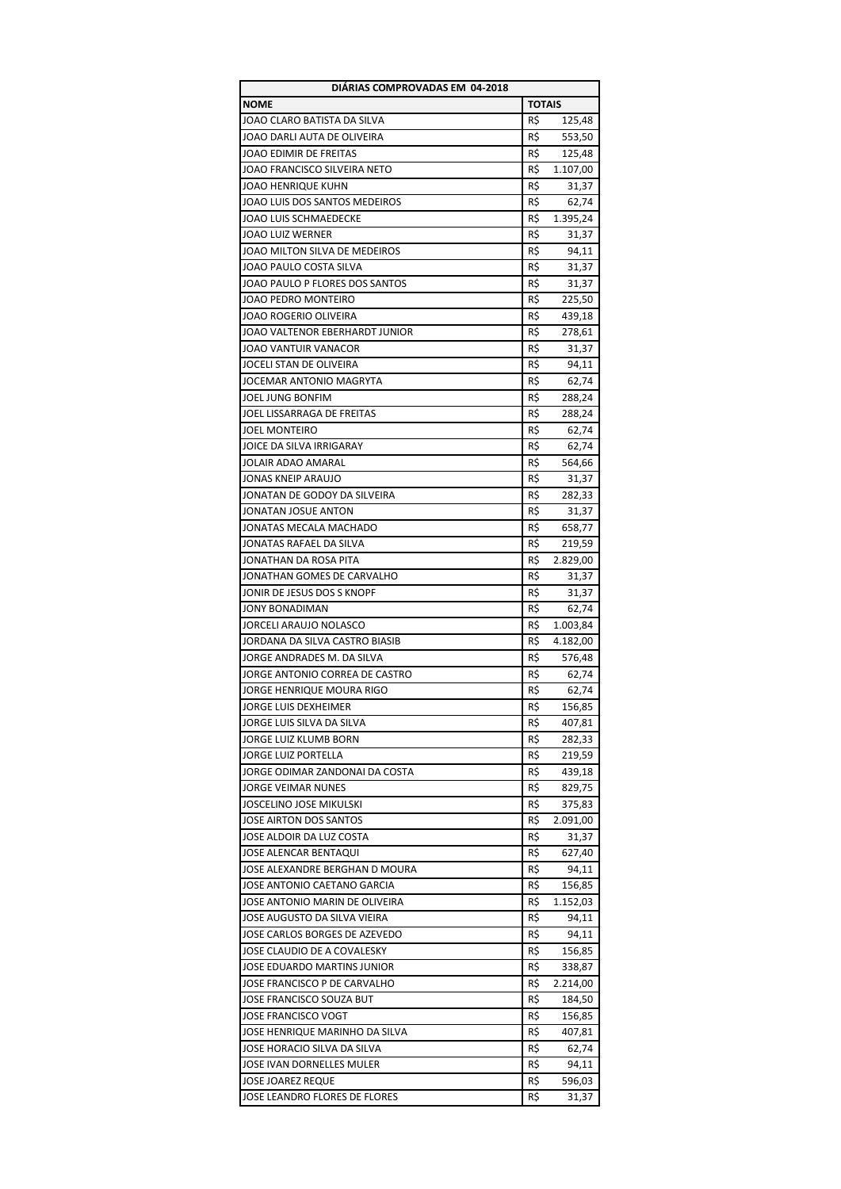| DIÁRIAS COMPROVADAS EM 04-2018 | |
|---|---|
| **NOME** | **TOTAIS** |
| JOAO CLARO BATISTA DA SILVA | R$ 125,48 |
| JOAO DARLI AUTA DE OLIVEIRA | R$ 553,50 |
| JOAO EDIMIR DE FREITAS | R$ 125,48 |
| JOAO FRANCISCO SILVEIRA NETO | R$ 1.107,00 |
| JOAO HENRIQUE KUHN | R$ 31,37 |
| JOAO LUIS DOS SANTOS MEDEIROS | R$ 62,74 |
| JOAO LUIS SCHMAEDECKE | R$ 1.395,24 |
| JOAO LUIZ WERNER | R$ 31,37 |
| JOAO MILTON SILVA DE MEDEIROS | R$ 94,11 |
| JOAO PAULO COSTA SILVA | R$ 31,37 |
| JOAO PAULO P FLORES DOS SANTOS | R$ 31,37 |
| JOAO PEDRO MONTEIRO | R$ 225,50 |
| JOAO ROGERIO OLIVEIRA | R$ 439,18 |
| JOAO VALTENOR EBERHARDT JUNIOR | R$ 278,61 |
| JOAO VANTUIR VANACOR | R$ 31,37 |
| JOCELI STAN DE OLIVEIRA | R$ 94,11 |
| JOCEMAR ANTONIO MAGRYTA | R$ 62,74 |
| JOEL JUNG BONFIM | R$ 288,24 |
| JOEL LISSARRAGA DE FREITAS | R$ 288,24 |
| JOEL MONTEIRO | R$ 62,74 |
| JOICE DA SILVA IRRIGARAY | R$ 62,74 |
| JOLAIR ADAO AMARAL | R$ 564,66 |
| JONAS KNEIP ARAUJO | R$ 31,37 |
| JONATAN DE GODOY DA SILVEIRA | R$ 282,33 |
| JONATAN JOSUE ANTON | R$ 31,37 |
| JONATAS MECALA MACHADO | R$ 658,77 |
| JONATAS RAFAEL DA SILVA | R$ 219,59 |
| JONATHAN DA ROSA PITA | R$ 2.829,00 |
| JONATHAN GOMES DE CARVALHO | R$ 31,37 |
| JONIR DE JESUS DOS S KNOPF | R$ 31,37 |
| JONY BONADIMAN | R$ 62,74 |
| JORCELI ARAUJO NOLASCO | R$ 1.003,84 |
| JORDANA DA SILVA CASTRO BIASIB | R$ 4.182,00 |
| JORGE ANDRADES M. DA SILVA | R$ 576,48 |
| JORGE ANTONIO CORREA DE CASTRO | R$ 62,74 |
| JORGE HENRIQUE MOURA RIGO | R$ 62,74 |
| JORGE LUIS DEXHEIMER | R$ 156,85 |
| JORGE LUIS SILVA DA SILVA | R$ 407,81 |
| JORGE LUIZ KLUMB BORN | R$ 282,33 |
| JORGE LUIZ PORTELLA | R$ 219,59 |
| JORGE ODIMAR ZANDONAI DA COSTA | R$ 439,18 |
| JORGE VEIMAR NUNES | R$ 829,75 |
| JOSCELINO JOSE MIKULSKI | R$ 375,83 |
| JOSE AIRTON DOS SANTOS | R$ 2.091,00 |
| JOSE ALDOIR DA LUZ COSTA | R$ 31,37 |
| JOSE ALENCAR BENTAQUI | R$ 627,40 |
| JOSE ALEXANDRE BERGHAN D MOURA | R$ 94,11 |
| JOSE ANTONIO CAETANO GARCIA | R$ 156,85 |
| JOSE ANTONIO MARIN DE OLIVEIRA | R$ 1.152,03 |
| JOSE AUGUSTO DA SILVA VIEIRA | R$ 94,11 |
| JOSE CARLOS BORGES DE AZEVEDO | R$ 94,11 |
| JOSE CLAUDIO DE A COVALESKY | R$ 156,85 |
| JOSE EDUARDO MARTINS JUNIOR | R$ 338,87 |
| JOSE FRANCISCO P DE CARVALHO | R$ 2.214,00 |
| JOSE FRANCISCO SOUZA BUT | R$ 184,50 |
| JOSE FRANCISCO VOGT | R$ 156,85 |
| JOSE HENRIQUE MARINHO DA SILVA | R$ 407,81 |
| JOSE HORACIO SILVA DA SILVA | R$ 62,74 |
| JOSE IVAN DORNELLES MULER | R$ 94,11 |
| JOSE JOAREZ REQUE | R$ 596,03 |
| JOSE LEANDRO FLORES DE FLORES | R$ 31,37 |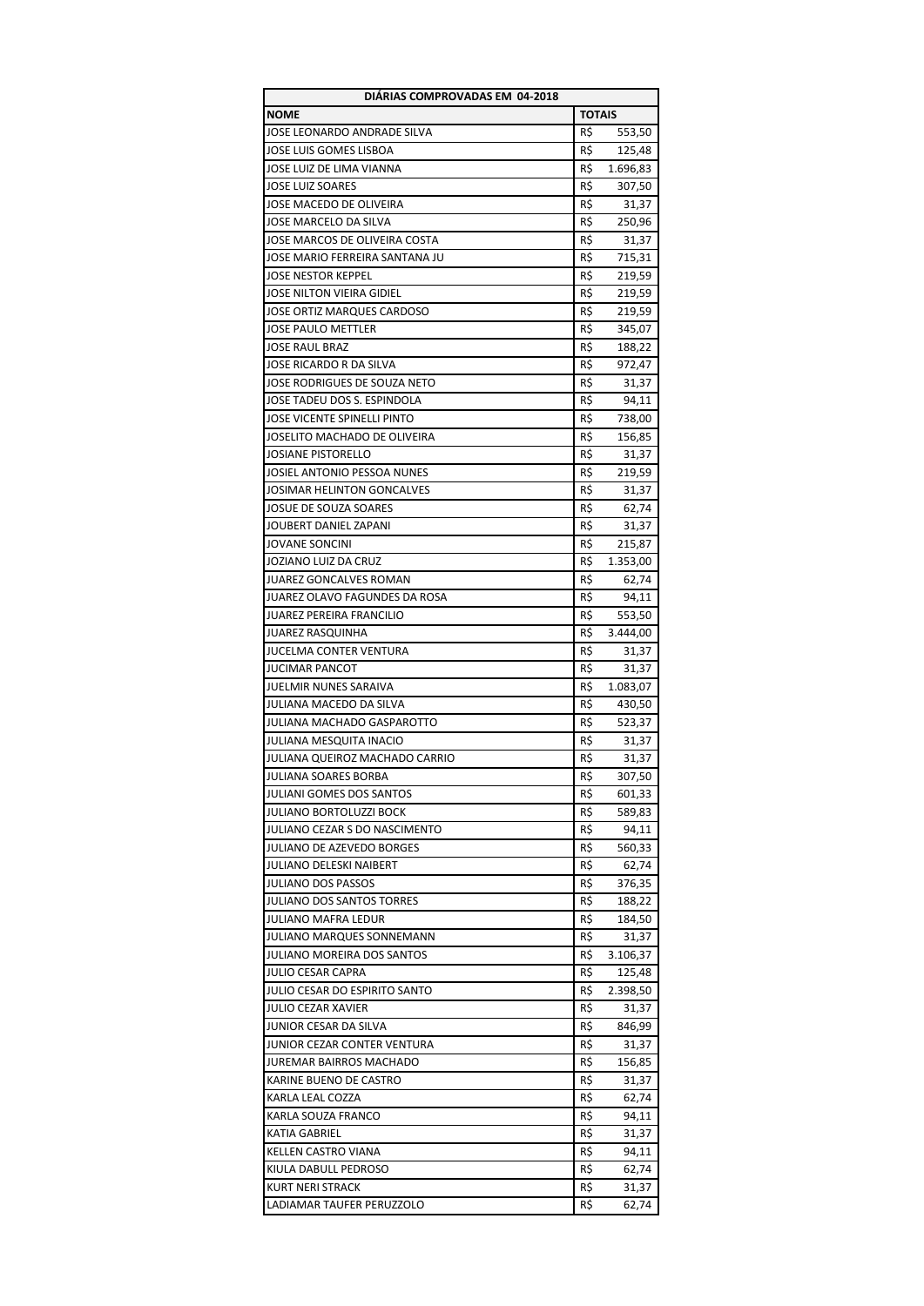| DIÁRIAS COMPROVADAS EM 04-2018 | |
|---|---|
| **NOME** | **TOTAIS** |
| JOSE LEONARDO ANDRADE SILVA | R$ 553,50 |
| JOSE LUIS GOMES LISBOA | R$ 125,48 |
| JOSE LUIZ DE LIMA VIANNA | R$ 1.696,83 |
| JOSE LUIZ SOARES | R$ 307,50 |
| JOSE MACEDO DE OLIVEIRA | R$ 31,37 |
| JOSE MARCELO DA SILVA | R$ 250,96 |
| JOSE MARCOS DE OLIVEIRA COSTA | R$ 31,37 |
| JOSE MARIO FERREIRA SANTANA JU | R$ 715,31 |
| JOSE NESTOR KEPPEL | R$ 219,59 |
| JOSE NILTON VIEIRA GIDIEL | R$ 219,59 |
| JOSE ORTIZ MARQUES CARDOSO | R$ 219,59 |
| JOSE PAULO METTLER | R$ 345,07 |
| JOSE RAUL BRAZ | R$ 188,22 |
| JOSE RICARDO R DA SILVA | R$ 972,47 |
| JOSE RODRIGUES DE SOUZA NETO | R$ 31,37 |
| JOSE TADEU DOS S. ESPINDOLA | R$ 94,11 |
| JOSE VICENTE SPINELLI PINTO | R$ 738,00 |
| JOSELITO MACHADO DE OLIVEIRA | R$ 156,85 |
| JOSIANE PISTORELLO | R$ 31,37 |
| JOSIEL ANTONIO PESSOA NUNES | R$ 219,59 |
| JOSIMAR HELINTON GONCALVES | R$ 31,37 |
| JOSUE DE SOUZA SOARES | R$ 62,74 |
| JOUBERT DANIEL ZAPANI | R$ 31,37 |
| JOVANE SONCINI | R$ 215,87 |
| JOZIANO LUIZ DA CRUZ | R$ 1.353,00 |
| JUAREZ GONCALVES ROMAN | R$ 62,74 |
| JUAREZ OLAVO FAGUNDES DA ROSA | R$ 94,11 |
| JUAREZ PEREIRA FRANCILIO | R$ 553,50 |
| JUAREZ RASQUINHA | R$ 3.444,00 |
| JUCELMA CONTER VENTURA | R$ 31,37 |
| JUCIMAR PANCOT | R$ 31,37 |
| JUELMIR NUNES SARAIVA | R$ 1.083,07 |
| JULIANA MACEDO DA SILVA | R$ 430,50 |
| JULIANA MACHADO GASPAROTTO | R$ 523,37 |
| JULIANA MESQUITA INACIO | R$ 31,37 |
| JULIANA QUEIROZ MACHADO CARRIO | R$ 31,37 |
| JULIANA SOARES BORBA | R$ 307,50 |
| JULIANI GOMES DOS SANTOS | R$ 601,33 |
| JULIANO BORTOLUZZI BOCK | R$ 589,83 |
| JULIANO CEZAR S DO NASCIMENTO | R$ 94,11 |
| JULIANO DE AZEVEDO BORGES | R$ 560,33 |
| JULIANO DELESKI NAIBERT | R$ 62,74 |
| JULIANO DOS PASSOS | R$ 376,35 |
| JULIANO DOS SANTOS TORRES | R$ 188,22 |
| JULIANO MAFRA LEDUR | R$ 184,50 |
| JULIANO MARQUES SONNEMANN | R$ 31,37 |
| JULIANO MOREIRA DOS SANTOS | R$ 3.106,37 |
| JULIO CESAR CAPRA | R$ 125,48 |
| JULIO CESAR DO ESPIRITO SANTO | R$ 2.398,50 |
| JULIO CEZAR XAVIER | R$ 31,37 |
| JUNIOR CESAR DA SILVA | R$ 846,99 |
| JUNIOR CEZAR CONTER VENTURA | R$ 31,37 |
| JUREMAR BAIRROS MACHADO | R$ 156,85 |
| KARINE BUENO DE CASTRO | R$ 31,37 |
| KARLA LEAL COZZA | R$ 62,74 |
| KARLA SOUZA FRANCO | R$ 94,11 |
| KATIA GABRIEL | R$ 31,37 |
| KELLEN CASTRO VIANA | R$ 94,11 |
| KIULA DABULL PEDROSO | R$ 62,74 |
| KURT NERI STRACK | R$ 31,37 |
| LADIAMAR TAUFER PERUZZOLO | R$ 62,74 |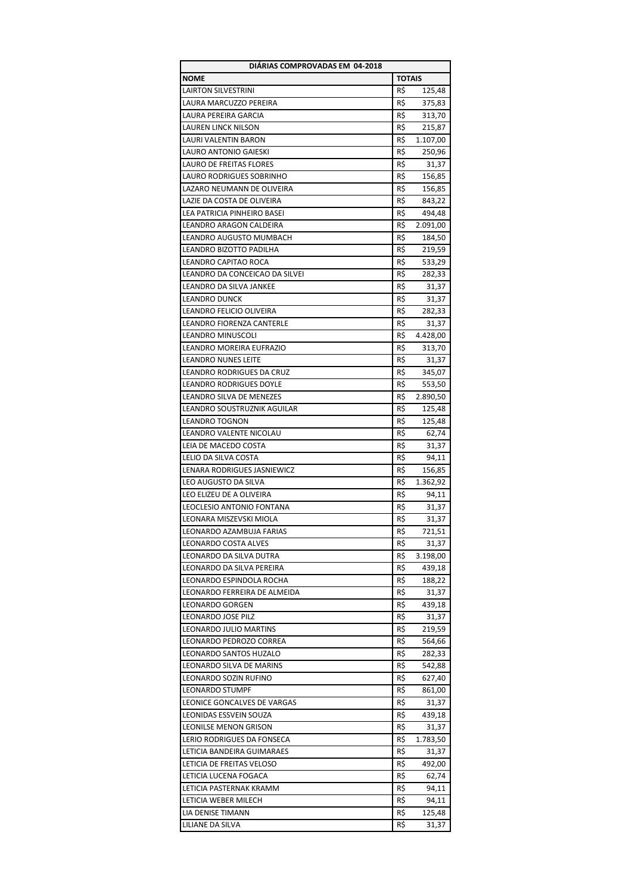| DIÁRIAS COMPROVADAS EM 04-2018 | |
|---|---|
| **NOME** | **TOTAIS** |
| LAIRTON SILVESTRINI | R$ 125,48 |
| LAURA MARCUZZO PEREIRA | R$ 375,83 |
| LAURA PEREIRA GARCIA | R$ 313,70 |
| LAUREN LINCK NILSON | R$ 215,87 |
| LAURI VALENTIN BARON | R$ 1.107,00 |
| LAURO ANTONIO GAIESKI | R$ 250,96 |
| LAURO DE FREITAS FLORES | R$ 31,37 |
| LAURO RODRIGUES SOBRINHO | R$ 156,85 |
| LAZARO NEUMANN DE OLIVEIRA | R$ 156,85 |
| LAZIE DA COSTA DE OLIVEIRA | R$ 843,22 |
| LEA PATRICIA PINHEIRO BASEI | R$ 494,48 |
| LEANDRO ARAGON CALDEIRA | R$ 2.091,00 |
| LEANDRO AUGUSTO MUMBACH | R$ 184,50 |
| LEANDRO BIZOTTO PADILHA | R$ 219,59 |
| LEANDRO CAPITAO ROCA | R$ 533,29 |
| LEANDRO DA CONCEICAO DA SILVEI | R$ 282,33 |
| LEANDRO DA SILVA JANKEE | R$ 31,37 |
| LEANDRO DUNCK | R$ 31,37 |
| LEANDRO FELICIO OLIVEIRA | R$ 282,33 |
| LEANDRO FIORENZA CANTERLE | R$ 31,37 |
| LEANDRO MINUSCOLI | R$ 4.428,00 |
| LEANDRO MOREIRA EUFRAZIO | R$ 313,70 |
| LEANDRO NUNES LEITE | R$ 31,37 |
| LEANDRO RODRIGUES DA CRUZ | R$ 345,07 |
| LEANDRO RODRIGUES DOYLE | R$ 553,50 |
| LEANDRO SILVA DE MENEZES | R$ 2.890,50 |
| LEANDRO SOUSTRUZNIK AGUILAR | R$ 125,48 |
| LEANDRO TOGNON | R$ 125,48 |
| LEANDRO VALENTE NICOLAU | R$ 62,74 |
| LEIA DE MACEDO COSTA | R$ 31,37 |
| LELIO DA SILVA COSTA | R$ 94,11 |
| LENARA RODRIGUES JASNIEWICZ | R$ 156,85 |
| LEO AUGUSTO DA SILVA | R$ 1.362,92 |
| LEO ELIZEU DE A OLIVEIRA | R$ 94,11 |
| LEOCLESIO ANTONIO FONTANA | R$ 31,37 |
| LEONARA MISZEVSKI MIOLA | R$ 31,37 |
| LEONARDO AZAMBUJA FARIAS | R$ 721,51 |
| LEONARDO COSTA ALVES | R$ 31,37 |
| LEONARDO DA SILVA DUTRA | R$ 3.198,00 |
| LEONARDO DA SILVA PEREIRA | R$ 439,18 |
| LEONARDO ESPINDOLA ROCHA | R$ 188,22 |
| LEONARDO FERREIRA DE ALMEIDA | R$ 31,37 |
| LEONARDO GORGEN | R$ 439,18 |
| LEONARDO JOSE PILZ | R$ 31,37 |
| LEONARDO JULIO MARTINS | R$ 219,59 |
| LEONARDO PEDROZO CORREA | R$ 564,66 |
| LEONARDO SANTOS HUZALO | R$ 282,33 |
| LEONARDO SILVA DE MARINS | R$ 542,88 |
| LEONARDO SOZIN RUFINO | R$ 627,40 |
| LEONARDO STUMPF | R$ 861,00 |
| LEONICE GONCALVES DE VARGAS | R$ 31,37 |
| LEONIDAS ESSVEIN SOUZA | R$ 439,18 |
| LEONILSE MENON GRISON | R$ 31,37 |
| LERIO RODRIGUES DA FONSECA | R$ 1.783,50 |
| LETICIA BANDEIRA GUIMARAES | R$ 31,37 |
| LETICIA DE FREITAS VELOSO | R$ 492,00 |
| LETICIA LUCENA FOGACA | R$ 62,74 |
| LETICIA PASTERNAK KRAMM | R$ 94,11 |
| LETICIA WEBER MILECH | R$ 94,11 |
| LIA DENISE TIMANN | R$ 125,48 |
| LILIANE DA SILVA | R$ 31,37 |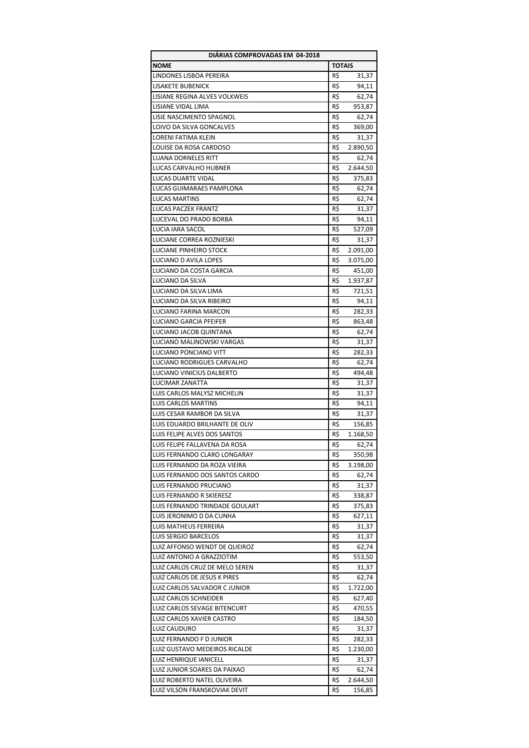| DIÁRIAS COMPROVADAS EM 04-2018 | |
|---|---|
| **NOME** | **TOTAIS** |
| LINDONES LISBOA PEREIRA | R$ 31,37 |
| LISAKETE BUBENICK | R$ 94,11 |
| LISIANE REGINA ALVES VOLKWEIS | R$ 62,74 |
| LISIANE VIDAL LIMA | R$ 953,87 |
| LISIE NASCIMENTO SPAGNOL | R$ 62,74 |
| LOIVO DA SILVA GONCALVES | R$ 369,00 |
| LORENI FATIMA KLEIN | R$ 31,37 |
| LOUISE DA ROSA CARDOSO | R$ 2.890,50 |
| LUANA DORNELES RITT | R$ 62,74 |
| LUCAS CARVALHO HUBNER | R$ 2.644,50 |
| LUCAS DUARTE VIDAL | R$ 375,83 |
| LUCAS GUIMARAES PAMPLONA | R$ 62,74 |
| LUCAS MARTINS | R$ 62,74 |
| LUCAS PACZEK FRANTZ | R$ 31,37 |
| LUCEVAL DO PRADO BORBA | R$ 94,11 |
| LUCIA IARA SACOL | R$ 527,09 |
| LUCIANE CORREA ROZNIESKI | R$ 31,37 |
| LUCIANE PINHEIRO STOCK | R$ 2.091,00 |
| LUCIANO D AVILA LOPES | R$ 3.075,00 |
| LUCIANO DA COSTA GARCIA | R$ 451,00 |
| LUCIANO DA SILVA | R$ 1.937,87 |
| LUCIANO DA SILVA LIMA | R$ 721,51 |
| LUCIANO DA SILVA RIBEIRO | R$ 94,11 |
| LUCIANO FARINA MARCON | R$ 282,33 |
| LUCIANO GARCIA PFEIFER | R$ 863,48 |
| LUCIANO JACOB QUINTANA | R$ 62,74 |
| LUCIANO MALINOWSKI VARGAS | R$ 31,37 |
| LUCIANO PONCIANO VITT | R$ 282,33 |
| LUCIANO RODRIGUES CARVALHO | R$ 62,74 |
| LUCIANO VINICIUS DALBERTO | R$ 494,48 |
| LUCIMAR ZANATTA | R$ 31,37 |
| LUIS CARLOS MALYSZ MICHELIN | R$ 31,37 |
| LUIS CARLOS MARTINS | R$ 94,11 |
| LUIS CESAR RAMBOR DA SILVA | R$ 31,37 |
| LUIS EDUARDO BRILHANTE DE OLIV | R$ 156,85 |
| LUIS FELIPE ALVES DOS SANTOS | R$ 1.168,50 |
| LUIS FELIPE FALLAVENA DA ROSA | R$ 62,74 |
| LUIS FERNANDO CLARO LONGARAY | R$ 350,98 |
| LUIS FERNANDO DA ROZA VIEIRA | R$ 3.198,00 |
| LUIS FERNANDO DOS SANTOS CARDO | R$ 62,74 |
| LUIS FERNANDO PRUCIANO | R$ 31,37 |
| LUIS FERNANDO R SKIERESZ | R$ 338,87 |
| LUIS FERNANDO TRINDADE GOULART | R$ 375,83 |
| LUIS JERONIMO D DA CUNHA | R$ 627,11 |
| LUIS MATHEUS FERREIRA | R$ 31,37 |
| LUIS SERGIO BARCELOS | R$ 31,37 |
| LUIZ AFFONSO WENDT DE QUEIROZ | R$ 62,74 |
| LUIZ ANTONIO A GRAZZIOTIM | R$ 553,50 |
| LUIZ CARLOS CRUZ DE MELO SEREN | R$ 31,37 |
| LUIZ CARLOS DE JESUS K PIRES | R$ 62,74 |
| LUIZ CARLOS SALVADOR C JUNIOR | R$ 1.722,00 |
| LUIZ CARLOS SCHNEIDER | R$ 627,40 |
| LUIZ CARLOS SEVAGE BITENCURT | R$ 470,55 |
| LUIZ CARLOS XAVIER CASTRO | R$ 184,50 |
| LUIZ CAUDURO | R$ 31,37 |
| LUIZ FERNANDO F D JUNIOR | R$ 282,33 |
| LUIZ GUSTAVO MEDEIROS RICALDE | R$ 1.230,00 |
| LUIZ HENRIQUE IANICELL | R$ 31,37 |
| LUIZ JUNIOR SOARES DA PAIXAO | R$ 62,74 |
| LUIZ ROBERTO NATEL OLIVEIRA | R$ 2.644,50 |
| LUIZ VILSON FRANSKOVIAK DEVIT | R$ 156,85 |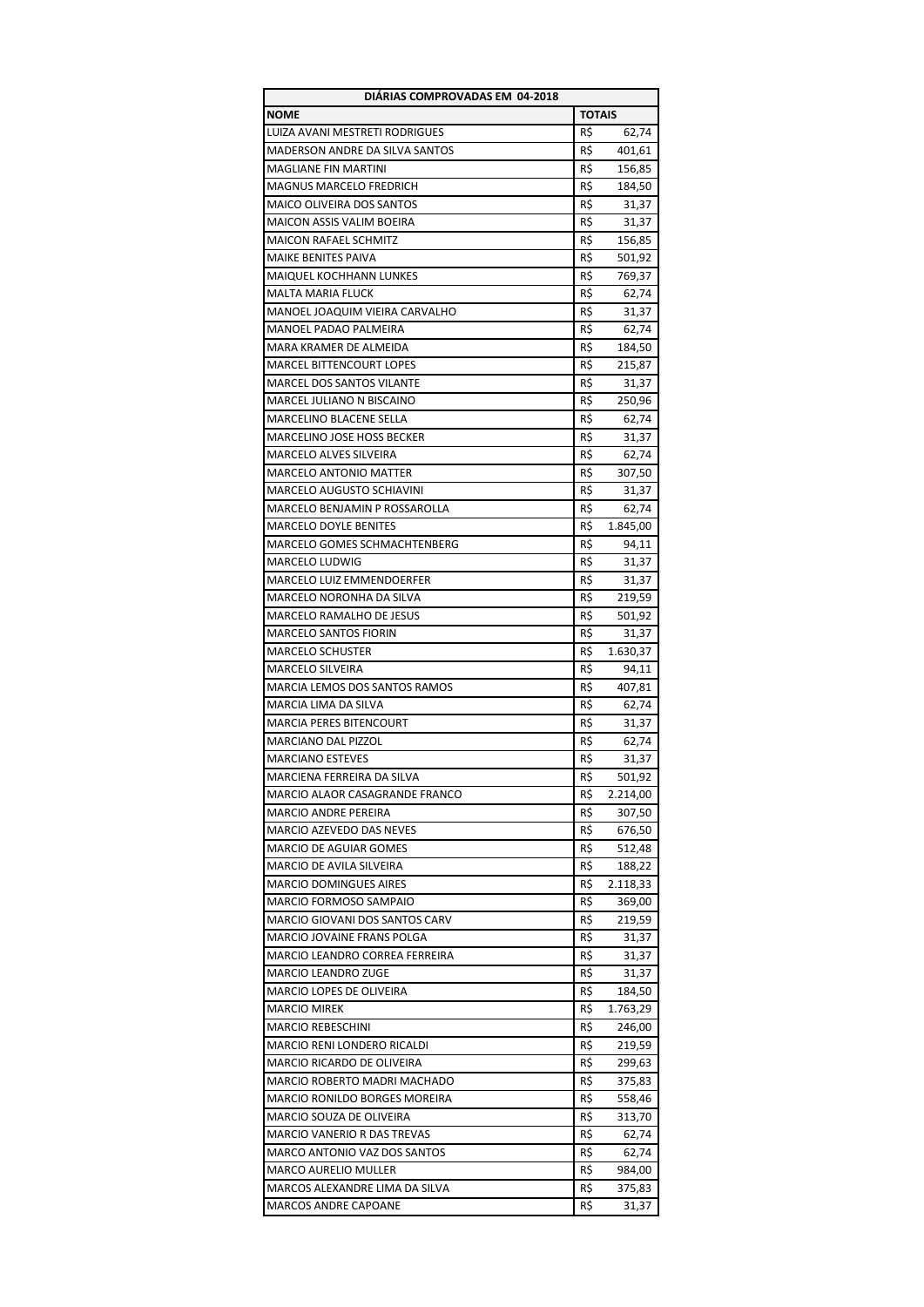| DIÁRIAS COMPROVADAS EM 04-2018 | |
|---|---|
| **NOME** | **TOTAIS** |
| LUIZA AVANI MESTRETI RODRIGUES | R$ 62,74 |
| MADERSON ANDRE DA SILVA SANTOS | R$ 401,61 |
| MAGLIANE FIN MARTINI | R$ 156,85 |
| MAGNUS MARCELO FREDRICH | R$ 184,50 |
| MAICO OLIVEIRA DOS SANTOS | R$ 31,37 |
| MAICON ASSIS VALIM BOEIRA | R$ 31,37 |
| MAICON RAFAEL SCHMITZ | R$ 156,85 |
| MAIKE BENITES PAIVA | R$ 501,92 |
| MAIQUEL KOCHHANN LUNKES | R$ 769,37 |
| MALTA MARIA FLUCK | R$ 62,74 |
| MANOEL JOAQUIM VIEIRA CARVALHO | R$ 31,37 |
| MANOEL PADAO PALMEIRA | R$ 62,74 |
| MARA KRAMER DE ALMEIDA | R$ 184,50 |
| MARCEL BITTENCOURT LOPES | R$ 215,87 |
| MARCEL DOS SANTOS VILANTE | R$ 31,37 |
| MARCEL JULIANO N BISCAINO | R$ 250,96 |
| MARCELINO BLACENE SELLA | R$ 62,74 |
| MARCELINO JOSE HOSS BECKER | R$ 31,37 |
| MARCELO ALVES SILVEIRA | R$ 62,74 |
| MARCELO ANTONIO MATTER | R$ 307,50 |
| MARCELO AUGUSTO SCHIAVINI | R$ 31,37 |
| MARCELO BENJAMIN P ROSSAROLLA | R$ 62,74 |
| MARCELO DOYLE BENITES | R$ 1.845,00 |
| MARCELO GOMES SCHMACHTENBERG | R$ 94,11 |
| MARCELO LUDWIG | R$ 31,37 |
| MARCELO LUIZ EMMENDOERFER | R$ 31,37 |
| MARCELO NORONHA DA SILVA | R$ 219,59 |
| MARCELO RAMALHO DE JESUS | R$ 501,92 |
| MARCELO SANTOS FIORIN | R$ 31,37 |
| MARCELO SCHUSTER | R$ 1.630,37 |
| MARCELO SILVEIRA | R$ 94,11 |
| MARCIA LEMOS DOS SANTOS RAMOS | R$ 407,81 |
| MARCIA LIMA DA SILVA | R$ 62,74 |
| MARCIA PERES BITENCOURT | R$ 31,37 |
| MARCIANO DAL PIZZOL | R$ 62,74 |
| MARCIANO ESTEVES | R$ 31,37 |
| MARCIENA FERREIRA DA SILVA | R$ 501,92 |
| MARCIO ALAOR CASAGRANDE FRANCO | R$ 2.214,00 |
| MARCIO ANDRE PEREIRA | R$ 307,50 |
| MARCIO AZEVEDO DAS NEVES | R$ 676,50 |
| MARCIO DE AGUIAR GOMES | R$ 512,48 |
| MARCIO DE AVILA SILVEIRA | R$ 188,22 |
| MARCIO DOMINGUES AIRES | R$ 2.118,33 |
| MARCIO FORMOSO SAMPAIO | R$ 369,00 |
| MARCIO GIOVANI DOS SANTOS CARV | R$ 219,59 |
| MARCIO JOVAINE FRANS POLGA | R$ 31,37 |
| MARCIO LEANDRO CORREA FERREIRA | R$ 31,37 |
| MARCIO LEANDRO ZUGE | R$ 31,37 |
| MARCIO LOPES DE OLIVEIRA | R$ 184,50 |
| MARCIO MIREK | R$ 1.763,29 |
| MARCIO REBESCHINI | R$ 246,00 |
| MARCIO RENI LONDERO RICALDI | R$ 219,59 |
| MARCIO RICARDO DE OLIVEIRA | R$ 299,63 |
| MARCIO ROBERTO MADRI MACHADO | R$ 375,83 |
| MARCIO RONILDO BORGES MOREIRA | R$ 558,46 |
| MARCIO SOUZA DE OLIVEIRA | R$ 313,70 |
| MARCIO VANERIO R DAS TREVAS | R$ 62,74 |
| MARCO ANTONIO VAZ DOS SANTOS | R$ 62,74 |
| MARCO AURELIO MULLER | R$ 984,00 |
| MARCOS ALEXANDRE LIMA DA SILVA | R$ 375,83 |
| MARCOS ANDRE CAPOANE | R$ 31,37 |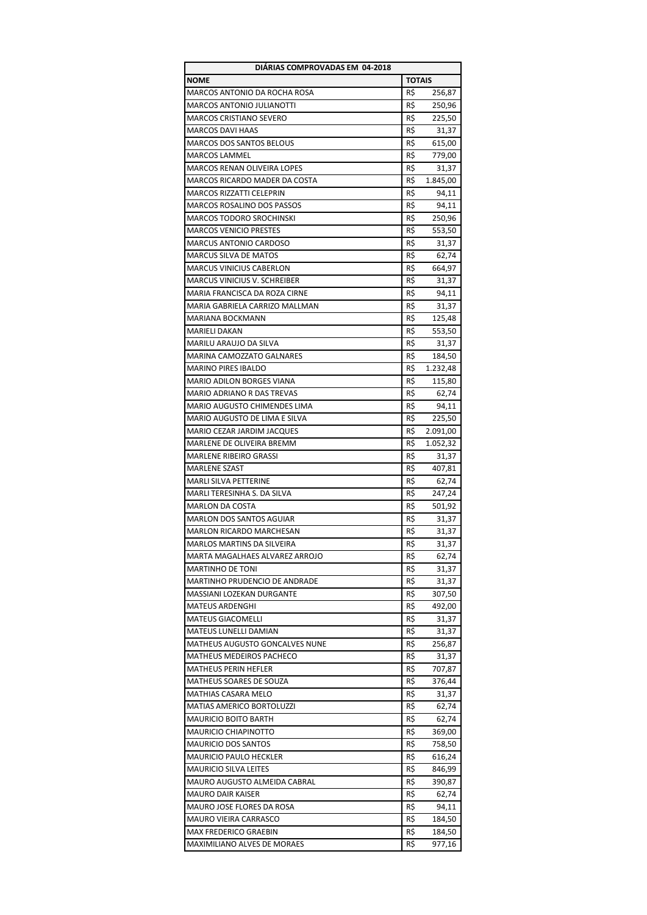| DIÁRIAS COMPROVADAS EM 04-2018 | |
|---|---|
| **NOME** | **TOTAIS** |
| MARCOS ANTONIO DA ROCHA ROSA | R$ 256,87 |
| MARCOS ANTONIO JULIANOTTI | R$ 250,96 |
| MARCOS CRISTIANO SEVERO | R$ 225,50 |
| MARCOS DAVI HAAS | R$ 31,37 |
| MARCOS DOS SANTOS BELOUS | R$ 615,00 |
| MARCOS LAMMEL | R$ 779,00 |
| MARCOS RENAN OLIVEIRA LOPES | R$ 31,37 |
| MARCOS RICARDO MADER DA COSTA | R$ 1.845,00 |
| MARCOS RIZZATTI CELEPRIN | R$ 94,11 |
| MARCOS ROSALINO DOS PASSOS | R$ 94,11 |
| MARCOS TODORO SROCHINSKI | R$ 250,96 |
| MARCOS VENICIO PRESTES | R$ 553,50 |
| MARCUS ANTONIO CARDOSO | R$ 31,37 |
| MARCUS SILVA DE MATOS | R$ 62,74 |
| MARCUS VINICIUS CABERLON | R$ 664,97 |
| MARCUS VINICIUS V. SCHREIBER | R$ 31,37 |
| MARIA FRANCISCA DA ROZA CIRNE | R$ 94,11 |
| MARIA GABRIELA CARRIZO MALLMAN | R$ 31,37 |
| MARIANA BOCKMANN | R$ 125,48 |
| MARIELI DAKAN | R$ 553,50 |
| MARILU ARAUJO DA SILVA | R$ 31,37 |
| MARINA CAMOZZATO GALNARES | R$ 184,50 |
| MARINO PIRES IBALDO | R$ 1.232,48 |
| MARIO ADILON BORGES VIANA | R$ 115,80 |
| MARIO ADRIANO R DAS TREVAS | R$ 62,74 |
| MARIO AUGUSTO CHIMENDES LIMA | R$ 94,11 |
| MARIO AUGUSTO DE LIMA E SILVA | R$ 225,50 |
| MARIO CEZAR JARDIM JACQUES | R$ 2.091,00 |
| MARLENE DE OLIVEIRA BREMM | R$ 1.052,32 |
| MARLENE RIBEIRO GRASSI | R$ 31,37 |
| MARLENE SZAST | R$ 407,81 |
| MARLI SILVA PETTERINE | R$ 62,74 |
| MARLI TERESINHA S. DA SILVA | R$ 247,24 |
| MARLON DA COSTA | R$ 501,92 |
| MARLON DOS SANTOS AGUIAR | R$ 31,37 |
| MARLON RICARDO MARCHESAN | R$ 31,37 |
| MARLOS MARTINS DA SILVEIRA | R$ 31,37 |
| MARTA MAGALHAES ALVAREZ ARROJO | R$ 62,74 |
| MARTINHO DE TONI | R$ 31,37 |
| MARTINHO PRUDENCIO DE ANDRADE | R$ 31,37 |
| MASSIANI LOZEKAN DURGANTE | R$ 307,50 |
| MATEUS ARDENGHI | R$ 492,00 |
| MATEUS GIACOMELLI | R$ 31,37 |
| MATEUS LUNELLI DAMIAN | R$ 31,37 |
| MATHEUS AUGUSTO GONCALVES NUNE | R$ 256,87 |
| MATHEUS MEDEIROS PACHECO | R$ 31,37 |
| MATHEUS PERIN HEFLER | R$ 707,87 |
| MATHEUS SOARES DE SOUZA | R$ 376,44 |
| MATHIAS CASARA MELO | R$ 31,37 |
| MATIAS AMERICO BORTOLUZZI | R$ 62,74 |
| MAURICIO BOITO BARTH | R$ 62,74 |
| MAURICIO CHIAPINOTTO | R$ 369,00 |
| MAURICIO DOS SANTOS | R$ 758,50 |
| MAURICIO PAULO HECKLER | R$ 616,24 |
| MAURICIO SILVA LEITES | R$ 846,99 |
| MAURO AUGUSTO ALMEIDA CABRAL | R$ 390,87 |
| MAURO DAIR KAISER | R$ 62,74 |
| MAURO JOSE FLORES DA ROSA | R$ 94,11 |
| MAURO VIEIRA CARRASCO | R$ 184,50 |
| MAX FREDERICO GRAEBIN | R$ 184,50 |
| MAXIMILIANO ALVES DE MORAES | R$ 977,16 |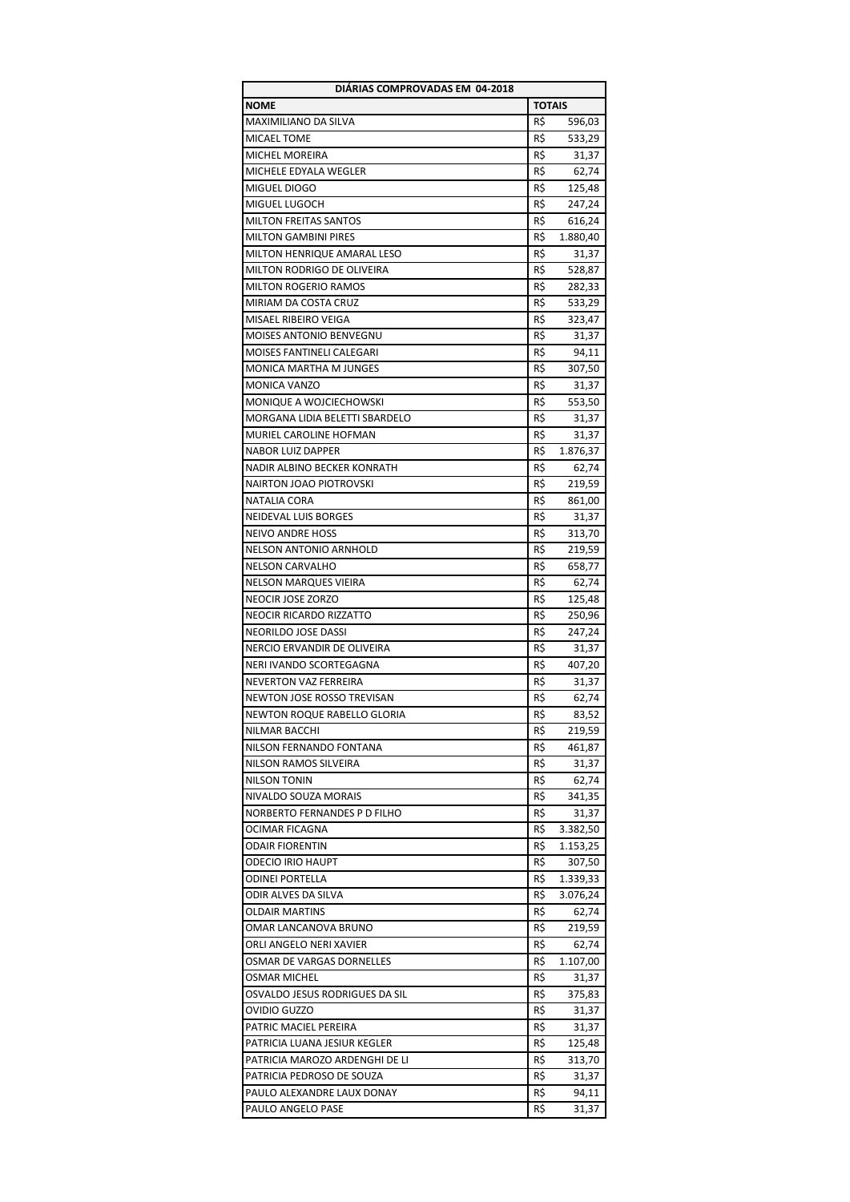| DIÁRIAS COMPROVADAS EM 04-2018 | |
|---|---|
| **NOME** | **TOTAIS** |
| MAXIMILIANO DA SILVA | R$ 596,03 |
| MICAEL TOME | R$ 533,29 |
| MICHEL MOREIRA | R$ 31,37 |
| MICHELE EDYALA WEGLER | R$ 62,74 |
| MIGUEL DIOGO | R$ 125,48 |
| MIGUEL LUGOCH | R$ 247,24 |
| MILTON FREITAS SANTOS | R$ 616,24 |
| MILTON GAMBINI PIRES | R$ 1.880,40 |
| MILTON HENRIQUE AMARAL LESO | R$ 31,37 |
| MILTON RODRIGO DE OLIVEIRA | R$ 528,87 |
| MILTON ROGERIO RAMOS | R$ 282,33 |
| MIRIAM DA COSTA CRUZ | R$ 533,29 |
| MISAEL RIBEIRO VEIGA | R$ 323,47 |
| MOISES ANTONIO BENVEGNU | R$ 31,37 |
| MOISES FANTINELI CALEGARI | R$ 94,11 |
| MONICA MARTHA M JUNGES | R$ 307,50 |
| MONICA VANZO | R$ 31,37 |
| MONIQUE A WOJCIECHOWSKI | R$ 553,50 |
| MORGANA LIDIA BELETTI SBARDELO | R$ 31,37 |
| MURIEL CAROLINE HOFMAN | R$ 31,37 |
| NABOR LUIZ DAPPER | R$ 1.876,37 |
| NADIR ALBINO BECKER KONRATH | R$ 62,74 |
| NAIRTON JOAO PIOTROVSKI | R$ 219,59 |
| NATALIA CORA | R$ 861,00 |
| NEIDEVAL LUIS BORGES | R$ 31,37 |
| NEIVO ANDRE HOSS | R$ 313,70 |
| NELSON ANTONIO ARNHOLD | R$ 219,59 |
| NELSON CARVALHO | R$ 658,77 |
| NELSON MARQUES VIEIRA | R$ 62,74 |
| NEOCIR JOSE ZORZO | R$ 125,48 |
| NEOCIR RICARDO RIZZATTO | R$ 250,96 |
| NEORILDO JOSE DASSI | R$ 247,24 |
| NERCIO ERVANDIR DE OLIVEIRA | R$ 31,37 |
| NERI IVANDO SCORTEGAGNA | R$ 407,20 |
| NEVERTON VAZ FERREIRA | R$ 31,37 |
| NEWTON JOSE ROSSO TREVISAN | R$ 62,74 |
| NEWTON ROQUE RABELLO GLORIA | R$ 83,52 |
| NILMAR BACCHI | R$ 219,59 |
| NILSON FERNANDO FONTANA | R$ 461,87 |
| NILSON RAMOS SILVEIRA | R$ 31,37 |
| NILSON TONIN | R$ 62,74 |
| NIVALDO SOUZA MORAIS | R$ 341,35 |
| NORBERTO FERNANDES P D FILHO | R$ 31,37 |
| OCIMAR FICAGNA | R$ 3.382,50 |
| ODAIR FIORENTIN | R$ 1.153,25 |
| ODECIO IRIO HAUPT | R$ 307,50 |
| ODINEI PORTELLA | R$ 1.339,33 |
| ODIR ALVES DA SILVA | R$ 3.076,24 |
| OLDAIR MARTINS | R$ 62,74 |
| OMAR LANCANOVA BRUNO | R$ 219,59 |
| ORLI ANGELO NERI XAVIER | R$ 62,74 |
| OSMAR DE VARGAS DORNELLES | R$ 1.107,00 |
| OSMAR MICHEL | R$ 31,37 |
| OSVALDO JESUS RODRIGUES DA SIL | R$ 375,83 |
| OVIDIO GUZZO | R$ 31,37 |
| PATRIC MACIEL PEREIRA | R$ 31,37 |
| PATRICIA LUANA JESIUR KEGLER | R$ 125,48 |
| PATRICIA MAROZO ARDENGHI DE LI | R$ 313,70 |
| PATRICIA PEDROSO DE SOUZA | R$ 31,37 |
| PAULO ALEXANDRE LAUX DONAY | R$ 94,11 |
| PAULO ANGELO PASE | R$ 31,37 |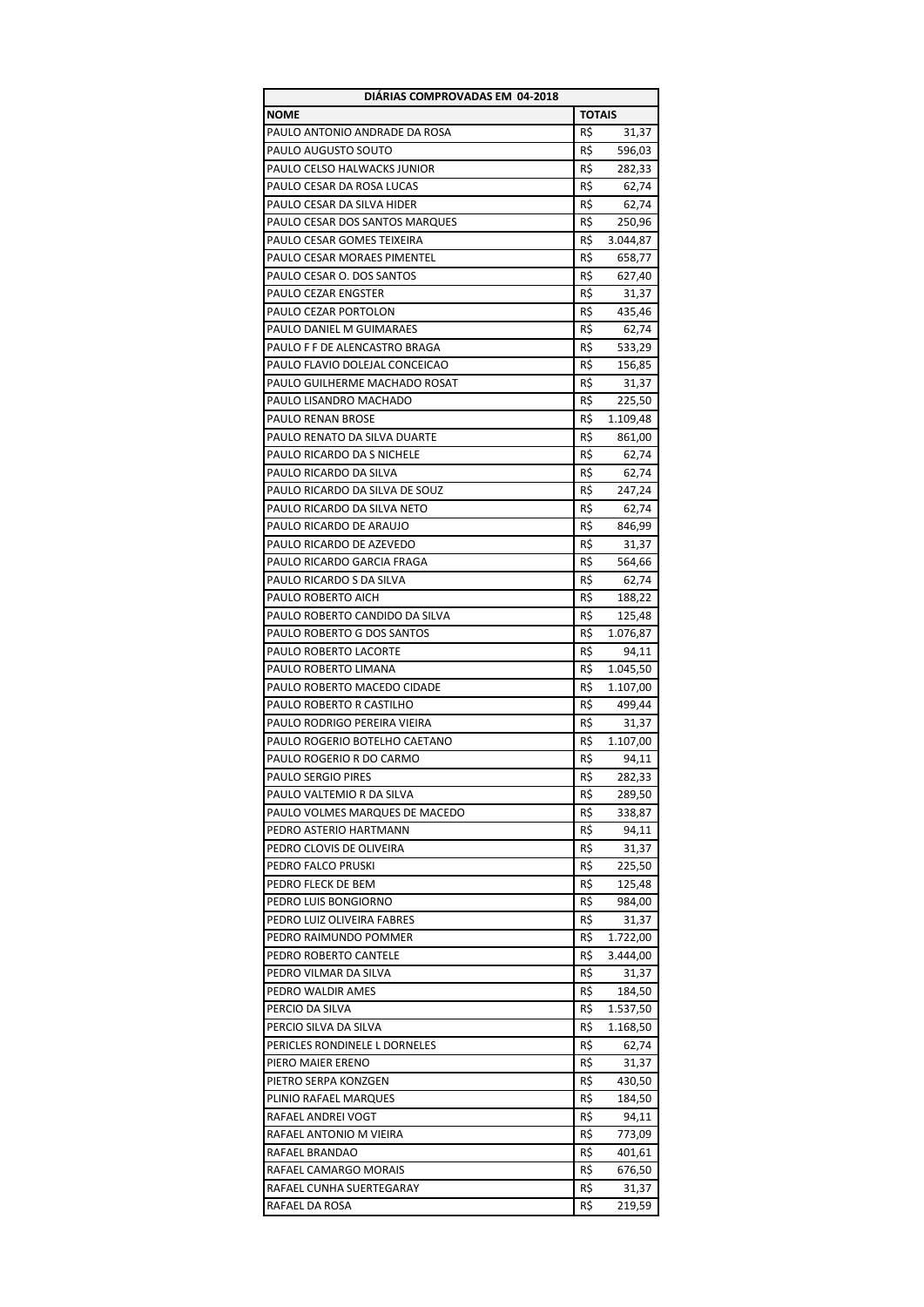| DIÁRIAS COMPROVADAS EM 04-2018 | |
|---|---|
| **NOME** | **TOTAIS** |
| PAULO ANTONIO ANDRADE DA ROSA | R$ 31,37 |
| PAULO AUGUSTO SOUTO | R$ 596,03 |
| PAULO CELSO HALWACKS JUNIOR | R$ 282,33 |
| PAULO CESAR DA ROSA LUCAS | R$ 62,74 |
| PAULO CESAR DA SILVA HIDER | R$ 62,74 |
| PAULO CESAR DOS SANTOS MARQUES | R$ 250,96 |
| PAULO CESAR GOMES TEIXEIRA | R$ 3.044,87 |
| PAULO CESAR MORAES PIMENTEL | R$ 658,77 |
| PAULO CESAR O. DOS SANTOS | R$ 627,40 |
| PAULO CEZAR ENGSTER | R$ 31,37 |
| PAULO CEZAR PORTOLON | R$ 435,46 |
| PAULO DANIEL M GUIMARAES | R$ 62,74 |
| PAULO F F DE ALENCASTRO BRAGA | R$ 533,29 |
| PAULO FLAVIO DOLEJAL CONCEICAO | R$ 156,85 |
| PAULO GUILHERME MACHADO ROSAT | R$ 31,37 |
| PAULO LISANDRO MACHADO | R$ 225,50 |
| PAULO RENAN BROSE | R$ 1.109,48 |
| PAULO RENATO DA SILVA DUARTE | R$ 861,00 |
| PAULO RICARDO DA S NICHELE | R$ 62,74 |
| PAULO RICARDO DA SILVA | R$ 62,74 |
| PAULO RICARDO DA SILVA DE SOUZ | R$ 247,24 |
| PAULO RICARDO DA SILVA NETO | R$ 62,74 |
| PAULO RICARDO DE ARAUJO | R$ 846,99 |
| PAULO RICARDO DE AZEVEDO | R$ 31,37 |
| PAULO RICARDO GARCIA FRAGA | R$ 564,66 |
| PAULO RICARDO S DA SILVA | R$ 62,74 |
| PAULO ROBERTO AICH | R$ 188,22 |
| PAULO ROBERTO CANDIDO DA SILVA | R$ 125,48 |
| PAULO ROBERTO G DOS SANTOS | R$ 1.076,87 |
| PAULO ROBERTO LACORTE | R$ 94,11 |
| PAULO ROBERTO LIMANA | R$ 1.045,50 |
| PAULO ROBERTO MACEDO CIDADE | R$ 1.107,00 |
| PAULO ROBERTO R CASTILHO | R$ 499,44 |
| PAULO RODRIGO PEREIRA VIEIRA | R$ 31,37 |
| PAULO ROGERIO BOTELHO CAETANO | R$ 1.107,00 |
| PAULO ROGERIO R DO CARMO | R$ 94,11 |
| PAULO SERGIO PIRES | R$ 282,33 |
| PAULO VALTEMIO R DA SILVA | R$ 289,50 |
| PAULO VOLMES MARQUES DE MACEDO | R$ 338,87 |
| PEDRO ASTERIO HARTMANN | R$ 94,11 |
| PEDRO CLOVIS DE OLIVEIRA | R$ 31,37 |
| PEDRO FALCO PRUSKI | R$ 225,50 |
| PEDRO FLECK DE BEM | R$ 125,48 |
| PEDRO LUIS BONGIORNO | R$ 984,00 |
| PEDRO LUIZ OLIVEIRA FABRES | R$ 31,37 |
| PEDRO RAIMUNDO POMMER | R$ 1.722,00 |
| PEDRO ROBERTO CANTELE | R$ 3.444,00 |
| PEDRO VILMAR DA SILVA | R$ 31,37 |
| PEDRO WALDIR AMES | R$ 184,50 |
| PERCIO DA SILVA | R$ 1.537,50 |
| PERCIO SILVA DA SILVA | R$ 1.168,50 |
| PERICLES RONDINELE L DORNELES | R$ 62,74 |
| PIERO MAIER ERENO | R$ 31,37 |
| PIETRO SERPA KONZGEN | R$ 430,50 |
| PLINIO RAFAEL MARQUES | R$ 184,50 |
| RAFAEL ANDREI VOGT | R$ 94,11 |
| RAFAEL ANTONIO M VIEIRA | R$ 773,09 |
| RAFAEL BRANDAO | R$ 401,61 |
| RAFAEL CAMARGO MORAIS | R$ 676,50 |
| RAFAEL CUNHA SUERTEGARAY | R$ 31,37 |
| RAFAEL DA ROSA | R$ 219,59 |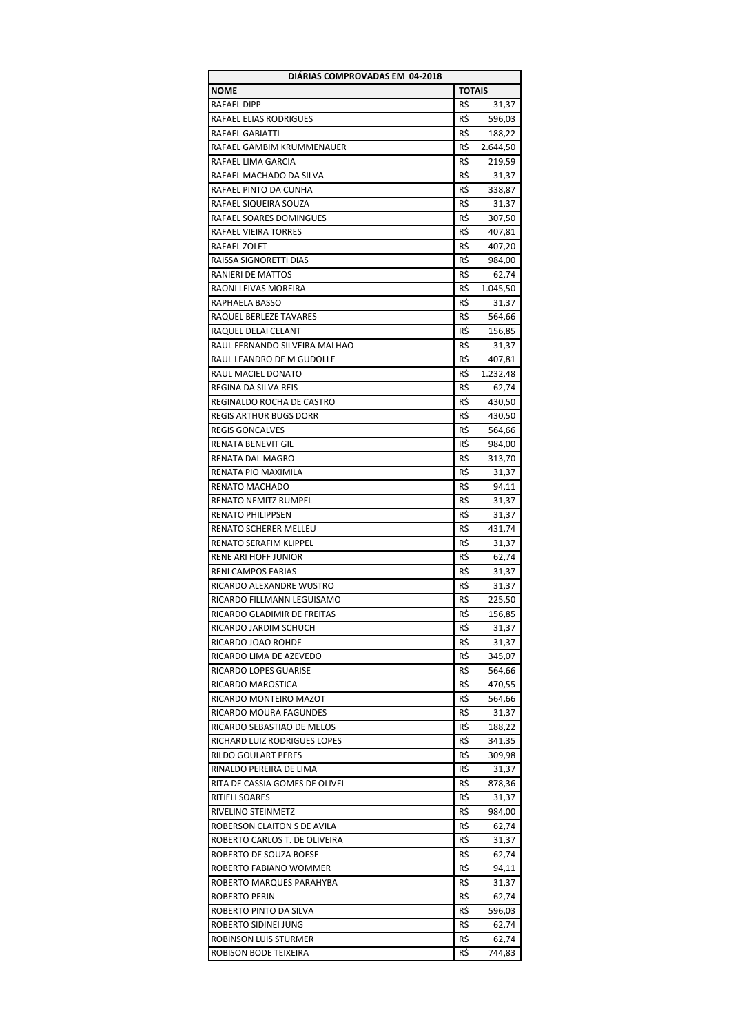| DIÁRIAS COMPROVADAS EM 04-2018 | |
|---|---|
| **NOME** | **TOTAIS** |
| RAFAEL DIPP | R$ 31,37 |
| RAFAEL ELIAS RODRIGUES | R$ 596,03 |
| RAFAEL GABIATTI | R$ 188,22 |
| RAFAEL GAMBIM KRUMMENAUER | R$ 2.644,50 |
| RAFAEL LIMA GARCIA | R$ 219,59 |
| RAFAEL MACHADO DA SILVA | R$ 31,37 |
| RAFAEL PINTO DA CUNHA | R$ 338,87 |
| RAFAEL SIQUEIRA SOUZA | R$ 31,37 |
| RAFAEL SOARES DOMINGUES | R$ 307,50 |
| RAFAEL VIEIRA TORRES | R$ 407,81 |
| RAFAEL ZOLET | R$ 407,20 |
| RAISSA SIGNORETTI DIAS | R$ 984,00 |
| RANIERI DE MATTOS | R$ 62,74 |
| RAONI LEIVAS MOREIRA | R$ 1.045,50 |
| RAPHAELA BASSO | R$ 31,37 |
| RAQUEL BERLEZE TAVARES | R$ 564,66 |
| RAQUEL DELAI CELANT | R$ 156,85 |
| RAUL FERNANDO SILVEIRA MALHAO | R$ 31,37 |
| RAUL LEANDRO DE M GUDOLLE | R$ 407,81 |
| RAUL MACIEL DONATO | R$ 1.232,48 |
| REGINA DA SILVA REIS | R$ 62,74 |
| REGINALDO ROCHA DE CASTRO | R$ 430,50 |
| REGIS ARTHUR BUGS DORR | R$ 430,50 |
| REGIS GONCALVES | R$ 564,66 |
| RENATA BENEVIT GIL | R$ 984,00 |
| RENATA DAL MAGRO | R$ 313,70 |
| RENATA PIO MAXIMILA | R$ 31,37 |
| RENATO MACHADO | R$ 94,11 |
| RENATO NEMITZ RUMPEL | R$ 31,37 |
| RENATO PHILIPPSEN | R$ 31,37 |
| RENATO SCHERER MELLEU | R$ 431,74 |
| RENATO SERAFIM KLIPPEL | R$ 31,37 |
| RENE ARI HOFF JUNIOR | R$ 62,74 |
| RENI CAMPOS FARIAS | R$ 31,37 |
| RICARDO ALEXANDRE WUSTRO | R$ 31,37 |
| RICARDO FILLMANN LEGUISAMO | R$ 225,50 |
| RICARDO GLADIMIR DE FREITAS | R$ 156,85 |
| RICARDO JARDIM SCHUCH | R$ 31,37 |
| RICARDO JOAO ROHDE | R$ 31,37 |
| RICARDO LIMA DE AZEVEDO | R$ 345,07 |
| RICARDO LOPES GUARISE | R$ 564,66 |
| RICARDO MAROSTICA | R$ 470,55 |
| RICARDO MONTEIRO MAZOT | R$ 564,66 |
| RICARDO MOURA FAGUNDES | R$ 31,37 |
| RICARDO SEBASTIAO DE MELOS | R$ 188,22 |
| RICHARD LUIZ RODRIGUES LOPES | R$ 341,35 |
| RILDO GOULART PERES | R$ 309,98 |
| RINALDO PEREIRA DE LIMA | R$ 31,37 |
| RITA DE CASSIA GOMES DE OLIVEI | R$ 878,36 |
| RITIELI SOARES | R$ 31,37 |
| RIVELINO STEINMETZ | R$ 984,00 |
| ROBERSON CLAITON S DE AVILA | R$ 62,74 |
| ROBERTO CARLOS T. DE OLIVEIRA | R$ 31,37 |
| ROBERTO DE SOUZA BOESE | R$ 62,74 |
| ROBERTO FABIANO WOMMER | R$ 94,11 |
| ROBERTO MARQUES PARAHYBA | R$ 31,37 |
| ROBERTO PERIN | R$ 62,74 |
| ROBERTO PINTO DA SILVA | R$ 596,03 |
| ROBERTO SIDINEI JUNG | R$ 62,74 |
| ROBINSON LUIS STURMER | R$ 62,74 |
| ROBISON BODE TEIXEIRA | R$ 744,83 |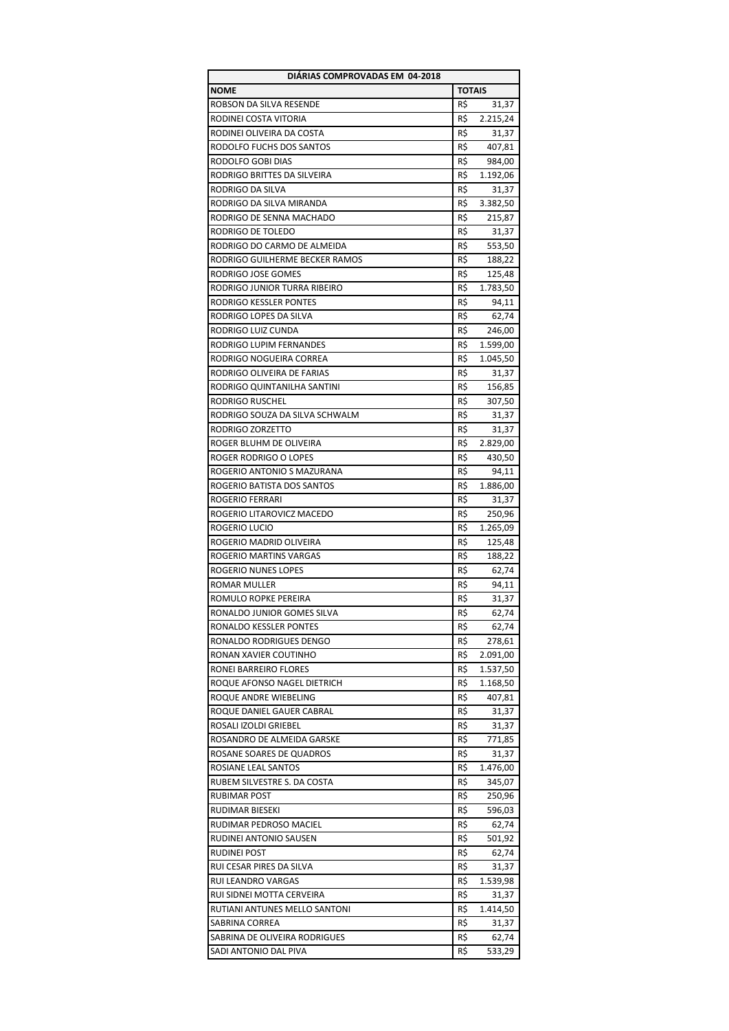| DIÁRIAS COMPROVADAS EM 04-2018 | |
|---|---|
| **NOME** | **TOTAIS** |
| ROBSON DA SILVA RESENDE | R$ 31,37 |
| RODINEI COSTA VITORIA | R$ 2.215,24 |
| RODINEI OLIVEIRA DA COSTA | R$ 31,37 |
| RODOLFO FUCHS DOS SANTOS | R$ 407,81 |
| RODOLFO GOBI DIAS | R$ 984,00 |
| RODRIGO BRITTES DA SILVEIRA | R$ 1.192,06 |
| RODRIGO DA SILVA | R$ 31,37 |
| RODRIGO DA SILVA MIRANDA | R$ 3.382,50 |
| RODRIGO DE SENNA MACHADO | R$ 215,87 |
| RODRIGO DE TOLEDO | R$ 31,37 |
| RODRIGO DO CARMO DE ALMEIDA | R$ 553,50 |
| RODRIGO GUILHERME BECKER RAMOS | R$ 188,22 |
| RODRIGO JOSE GOMES | R$ 125,48 |
| RODRIGO JUNIOR TURRA RIBEIRO | R$ 1.783,50 |
| RODRIGO KESSLER PONTES | R$ 94,11 |
| RODRIGO LOPES DA SILVA | R$ 62,74 |
| RODRIGO LUIZ CUNDA | R$ 246,00 |
| RODRIGO LUPIM FERNANDES | R$ 1.599,00 |
| RODRIGO NOGUEIRA CORREA | R$ 1.045,50 |
| RODRIGO OLIVEIRA DE FARIAS | R$ 31,37 |
| RODRIGO QUINTANILHA SANTINI | R$ 156,85 |
| RODRIGO RUSCHEL | R$ 307,50 |
| RODRIGO SOUZA DA SILVA SCHWALM | R$ 31,37 |
| RODRIGO ZORZETTO | R$ 31,37 |
| ROGER BLUHM DE OLIVEIRA | R$ 2.829,00 |
| ROGER RODRIGO O LOPES | R$ 430,50 |
| ROGERIO ANTONIO S MAZURANA | R$ 94,11 |
| ROGERIO BATISTA DOS SANTOS | R$ 1.886,00 |
| ROGERIO FERRARI | R$ 31,37 |
| ROGERIO LITAROVICZ MACEDO | R$ 250,96 |
| ROGERIO LUCIO | R$ 1.265,09 |
| ROGERIO MADRID OLIVEIRA | R$ 125,48 |
| ROGERIO MARTINS VARGAS | R$ 188,22 |
| ROGERIO NUNES LOPES | R$ 62,74 |
| ROMAR MULLER | R$ 94,11 |
| ROMULO ROPKE PEREIRA | R$ 31,37 |
| RONALDO JUNIOR GOMES SILVA | R$ 62,74 |
| RONALDO KESSLER PONTES | R$ 62,74 |
| RONALDO RODRIGUES DENGO | R$ 278,61 |
| RONAN XAVIER COUTINHO | R$ 2.091,00 |
| RONEI BARREIRO FLORES | R$ 1.537,50 |
| ROQUE AFONSO NAGEL DIETRICH | R$ 1.168,50 |
| ROQUE ANDRE WIEBELING | R$ 407,81 |
| ROQUE DANIEL GAUER CABRAL | R$ 31,37 |
| ROSALI IZOLDI GRIEBEL | R$ 31,37 |
| ROSANDRO DE ALMEIDA GARSKE | R$ 771,85 |
| ROSANE SOARES DE QUADROS | R$ 31,37 |
| ROSIANE LEAL SANTOS | R$ 1.476,00 |
| RUBEM SILVESTRE S. DA COSTA | R$ 345,07 |
| RUBIMAR POST | R$ 250,96 |
| RUDIMAR BIESEKI | R$ 596,03 |
| RUDIMAR PEDROSO MACIEL | R$ 62,74 |
| RUDINEI ANTONIO SAUSEN | R$ 501,92 |
| RUDINEI POST | R$ 62,74 |
| RUI CESAR PIRES DA SILVA | R$ 31,37 |
| RUI LEANDRO VARGAS | R$ 1.539,98 |
| RUI SIDNEI MOTTA CERVEIRA | R$ 31,37 |
| RUTIANI ANTUNES MELLO SANTONI | R$ 1.414,50 |
| SABRINA CORREA | R$ 31,37 |
| SABRINA DE OLIVEIRA RODRIGUES | R$ 62,74 |
| SADI ANTONIO DAL PIVA | R$ 533,29 |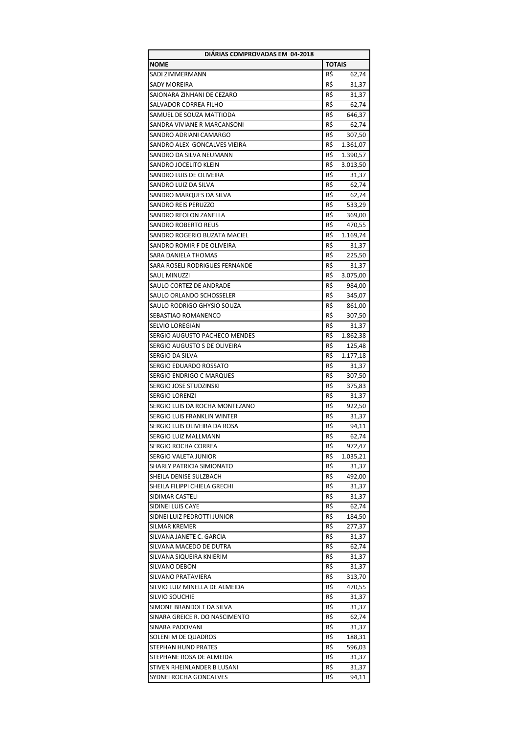| DIÁRIAS COMPROVADAS EM 04-2018 | |
|---|---|
| **NOME** | **TOTAIS** |
| SADI ZIMMERMANN | R$ 62,74 |
| SADY MOREIRA | R$ 31,37 |
| SAIONARA ZINHANI DE CEZARO | R$ 31,37 |
| SALVADOR CORREA FILHO | R$ 62,74 |
| SAMUEL DE SOUZA MATTIODA | R$ 646,37 |
| SANDRA VIVIANE R MARCANSONI | R$ 62,74 |
| SANDRO ADRIANI CAMARGO | R$ 307,50 |
| SANDRO ALEX GONCALVES VIEIRA | R$ 1.361,07 |
| SANDRO DA SILVA NEUMANN | R$ 1.390,57 |
| SANDRO JOCELITO KLEIN | R$ 3.013,50 |
| SANDRO LUIS DE OLIVEIRA | R$ 31,37 |
| SANDRO LUIZ DA SILVA | R$ 62,74 |
| SANDRO MARQUES DA SILVA | R$ 62,74 |
| SANDRO REIS PERUZZO | R$ 533,29 |
| SANDRO REOLON ZANELLA | R$ 369,00 |
| SANDRO ROBERTO REUS | R$ 470,55 |
| SANDRO ROGERIO BUZATA MACIEL | R$ 1.169,74 |
| SANDRO ROMIR F DE OLIVEIRA | R$ 31,37 |
| SARA DANIELA THOMAS | R$ 225,50 |
| SARA ROSELI RODRIGUES FERNANDE | R$ 31,37 |
| SAUL MINUZZI | R$ 3.075,00 |
| SAULO CORTEZ DE ANDRADE | R$ 984,00 |
| SAULO ORLANDO SCHOSSELER | R$ 345,07 |
| SAULO RODRIGO GHYSIO SOUZA | R$ 861,00 |
| SEBASTIAO ROMANENCO | R$ 307,50 |
| SELVIO LOREGIAN | R$ 31,37 |
| SERGIO AUGUSTO PACHECO MENDES | R$ 1.862,38 |
| SERGIO AUGUSTO S DE OLIVEIRA | R$ 125,48 |
| SERGIO DA SILVA | R$ 1.177,18 |
| SERGIO EDUARDO ROSSATO | R$ 31,37 |
| SERGIO ENDRIGO C MARQUES | R$ 307,50 |
| SERGIO JOSE STUDZINSKI | R$ 375,83 |
| SERGIO LORENZI | R$ 31,37 |
| SERGIO LUIS DA ROCHA MONTEZANO | R$ 922,50 |
| SERGIO LUIS FRANKLIN WINTER | R$ 31,37 |
| SERGIO LUIS OLIVEIRA DA ROSA | R$ 94,11 |
| SERGIO LUIZ MALLMANN | R$ 62,74 |
| SERGIO ROCHA CORREA | R$ 972,47 |
| SERGIO VALETA JUNIOR | R$ 1.035,21 |
| SHARLY PATRICIA SIMIONATO | R$ 31,37 |
| SHEILA DENISE SULZBACH | R$ 492,00 |
| SHEILA FILIPPI CHIELA GRECHI | R$ 31,37 |
| SIDIMAR CASTELI | R$ 31,37 |
| SIDINEI LUIS CAYE | R$ 62,74 |
| SIDNEI LUIZ PEDROTTI JUNIOR | R$ 184,50 |
| SILMAR KREMER | R$ 277,37 |
| SILVANA JANETE C. GARCIA | R$ 31,37 |
| SILVANA MACEDO DE DUTRA | R$ 62,74 |
| SILVANA SIQUEIRA KNIERIM | R$ 31,37 |
| SILVANO DEBON | R$ 31,37 |
| SILVANO PRATAVIERA | R$ 313,70 |
| SILVIO LUIZ MINELLA DE ALMEIDA | R$ 470,55 |
| SILVIO SOUCHIE | R$ 31,37 |
| SIMONE BRANDOLT DA SILVA | R$ 31,37 |
| SINARA GREICE R. DO NASCIMENTO | R$ 62,74 |
| SINARA PADOVANI | R$ 31,37 |
| SOLENI M DE QUADROS | R$ 188,31 |
| STEPHAN HUND PRATES | R$ 596,03 |
| STEPHANE ROSA DE ALMEIDA | R$ 31,37 |
| STIVEN RHEINLANDER B LUSANI | R$ 31,37 |
| SYDNEI ROCHA GONCALVES | R$ 94,11 |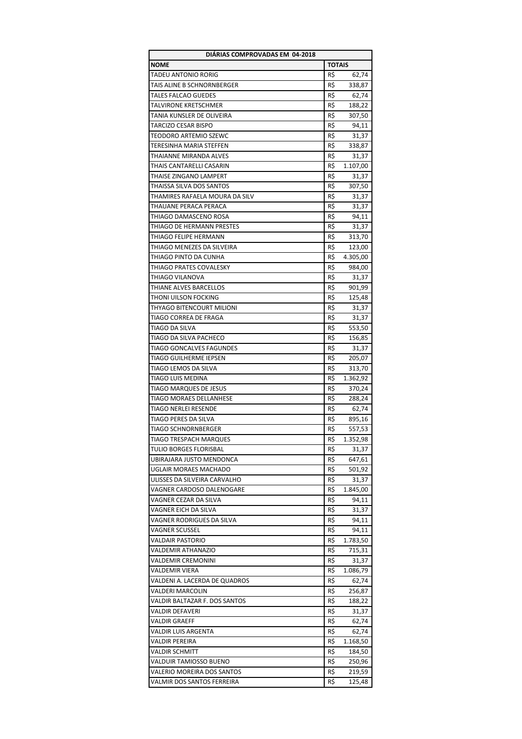| DIÁRIAS COMPROVADAS EM 04-2018 | |
|---|---|
| **NOME** | **TOTAIS** |
| TADEU ANTONIO RORIG | R$ 62,74 |
| TAIS ALINE B SCHNORNBERGER | R$ 338,87 |
| TALES FALCAO GUEDES | R$ 62,74 |
| TALVIRONE KRETSCHMER | R$ 188,22 |
| TANIA KUNSLER DE OLIVEIRA | R$ 307,50 |
| TARCIZO CESAR BISPO | R$ 94,11 |
| TEODORO ARTEMIO SZEWC | R$ 31,37 |
| TERESINHA MARIA STEFFEN | R$ 338,87 |
| THAIANNE MIRANDA ALVES | R$ 31,37 |
| THAIS CANTARELLI CASARIN | R$ 1.107,00 |
| THAISE ZINGANO LAMPERT | R$ 31,37 |
| THAISSA SILVA DOS SANTOS | R$ 307,50 |
| THAMIRES RAFAELA MOURA DA SILV | R$ 31,37 |
| THAUANE PERACA PERACA | R$ 31,37 |
| THIAGO DAMASCENO ROSA | R$ 94,11 |
| THIAGO DE HERMANN PRESTES | R$ 31,37 |
| THIAGO FELIPE HERMANN | R$ 313,70 |
| THIAGO MENEZES DA SILVEIRA | R$ 123,00 |
| THIAGO PINTO DA CUNHA | R$ 4.305,00 |
| THIAGO PRATES COVALESKY | R$ 984,00 |
| THIAGO VILANOVA | R$ 31,37 |
| THIANE ALVES BARCELLOS | R$ 901,99 |
| THONI UILSON FOCKING | R$ 125,48 |
| THYAGO BITENCOURT MILIONI | R$ 31,37 |
| TIAGO CORREA DE FRAGA | R$ 31,37 |
| TIAGO DA SILVA | R$ 553,50 |
| TIAGO DA SILVA PACHECO | R$ 156,85 |
| TIAGO GONCALVES FAGUNDES | R$ 31,37 |
| TIAGO GUILHERME IEPSEN | R$ 205,07 |
| TIAGO LEMOS DA SILVA | R$ 313,70 |
| TIAGO LUIS MEDINA | R$ 1.362,92 |
| TIAGO MARQUES DE JESUS | R$ 370,24 |
| TIAGO MORAES DELLANHESE | R$ 288,24 |
| TIAGO NERLEI RESENDE | R$ 62,74 |
| TIAGO PERES DA SILVA | R$ 895,16 |
| TIAGO SCHNORNBERGER | R$ 557,53 |
| TIAGO TRESPACH MARQUES | R$ 1.352,98 |
| TULIO BORGES FLORISBAL | R$ 31,37 |
| UBIRAJARA JUSTO MENDONCA | R$ 647,61 |
| UGLAIR MORAES MACHADO | R$ 501,92 |
| ULISSES DA SILVEIRA CARVALHO | R$ 31,37 |
| VAGNER CARDOSO DALENOGARE | R$ 1.845,00 |
| VAGNER CEZAR DA SILVA | R$ 94,11 |
| VAGNER EICH DA SILVA | R$ 31,37 |
| VAGNER RODRIGUES DA SILVA | R$ 94,11 |
| VAGNER SCUSSEL | R$ 94,11 |
| VALDAIR PASTORIO | R$ 1.783,50 |
| VALDEMIR ATHANAZIO | R$ 715,31 |
| VALDEMIR CREMONINI | R$ 31,37 |
| VALDEMIR VIERA | R$ 1.086,79 |
| VALDENI A. LACERDA DE QUADROS | R$ 62,74 |
| VALDERI MARCOLIN | R$ 256,87 |
| VALDIR BALTAZAR F. DOS SANTOS | R$ 188,22 |
| VALDIR DEFAVERI | R$ 31,37 |
| VALDIR GRAEFF | R$ 62,74 |
| VALDIR LUIS ARGENTA | R$ 62,74 |
| VALDIR PEREIRA | R$ 1.168,50 |
| VALDIR SCHMITT | R$ 184,50 |
| VALDUIR TAMIOSSO BUENO | R$ 250,96 |
| VALERIO MOREIRA DOS SANTOS | R$ 219,59 |
| VALMIR DOS SANTOS FERREIRA | R$ 125,48 |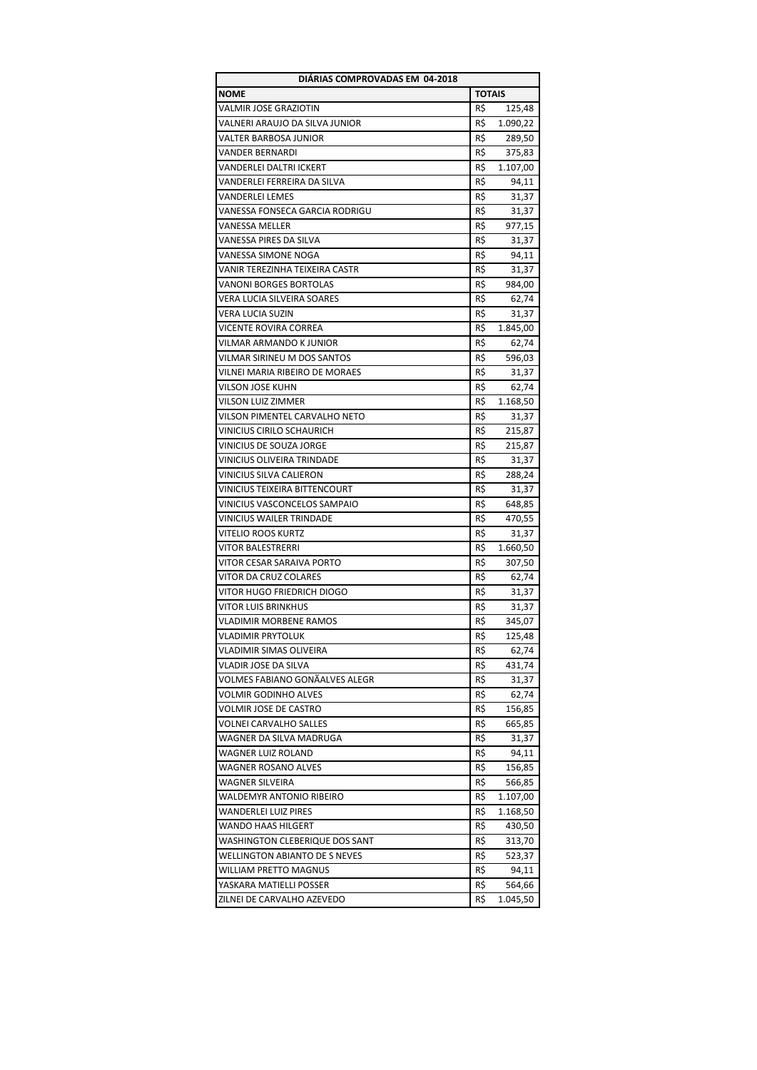| DIÁRIAS COMPROVADAS EM 04-2018 | |
|---|---|
| **NOME** | **TOTAIS** |
| VALMIR JOSE GRAZIOTIN | R$ 125,48 |
| VALNERI ARAUJO DA SILVA JUNIOR | R$ 1.090,22 |
| VALTER BARBOSA JUNIOR | R$ 289,50 |
| VANDER BERNARDI | R$ 375,83 |
| VANDERLEI DALTRI ICKERT | R$ 1.107,00 |
| VANDERLEI FERREIRA DA SILVA | R$ 94,11 |
| VANDERLEI LEMES | R$ 31,37 |
| VANESSA FONSECA GARCIA RODRIGU | R$ 31,37 |
| VANESSA MELLER | R$ 977,15 |
| VANESSA PIRES DA SILVA | R$ 31,37 |
| VANESSA SIMONE NOGA | R$ 94,11 |
| VANIR TEREZINHA TEIXEIRA CASTR | R$ 31,37 |
| VANONI BORGES BORTOLAS | R$ 984,00 |
| VERA LUCIA SILVEIRA SOARES | R$ 62,74 |
| VERA LUCIA SUZIN | R$ 31,37 |
| VICENTE ROVIRA CORREA | R$ 1.845,00 |
| VILMAR ARMANDO K JUNIOR | R$ 62,74 |
| VILMAR SIRINEU M DOS SANTOS | R$ 596,03 |
| VILNEI MARIA RIBEIRO DE MORAES | R$ 31,37 |
| VILSON JOSE KUHN | R$ 62,74 |
| VILSON LUIZ ZIMMER | R$ 1.168,50 |
| VILSON PIMENTEL CARVALHO NETO | R$ 31,37 |
| VINICIUS CIRILO SCHAURICH | R$ 215,87 |
| VINICIUS DE SOUZA JORGE | R$ 215,87 |
| VINICIUS OLIVEIRA TRINDADE | R$ 31,37 |
| VINICIUS SILVA CALIERON | R$ 288,24 |
| VINICIUS TEIXEIRA BITTENCOURT | R$ 31,37 |
| VINICIUS VASCONCELOS SAMPAIO | R$ 648,85 |
| VINICIUS WAILER TRINDADE | R$ 470,55 |
| VITELIO ROOS KURTZ | R$ 31,37 |
| VITOR BALESTRERRI | R$ 1.660,50 |
| VITOR CESAR SARAIVA PORTO | R$ 307,50 |
| VITOR DA CRUZ COLARES | R$ 62,74 |
| VITOR HUGO FRIEDRICH DIOGO | R$ 31,37 |
| VITOR LUIS BRINKHUS | R$ 31,37 |
| VLADIMIR MORBENE RAMOS | R$ 345,07 |
| VLADIMIR PRYTOLUK | R$ 125,48 |
| VLADIMIR SIMAS OLIVEIRA | R$ 62,74 |
| VLADIR JOSE DA SILVA | R$ 431,74 |
| VOLMES FABIANO GONÃALVES ALEGR | R$ 31,37 |
| VOLMIR GODINHO ALVES | R$ 62,74 |
| VOLMIR JOSE DE CASTRO | R$ 156,85 |
| VOLNEI CARVALHO SALLES | R$ 665,85 |
| WAGNER DA SILVA MADRUGA | R$ 31,37 |
| WAGNER LUIZ ROLAND | R$ 94,11 |
| WAGNER ROSANO ALVES | R$ 156,85 |
| WAGNER SILVEIRA | R$ 566,85 |
| WALDEMYR ANTONIO RIBEIRO | R$ 1.107,00 |
| WANDERLEI LUIZ PIRES | R$ 1.168,50 |
| WANDO HAAS HILGERT | R$ 430,50 |
| WASHINGTON CLEBERIQUE DOS SANT | R$ 313,70 |
| WELLINGTON ABIANTO DE S NEVES | R$ 523,37 |
| WILLIAM PRETTO MAGNUS | R$ 94,11 |
| YASKARA MATIELLI POSSER | R$ 564,66 |
| ZILNEI DE CARVALHO AZEVEDO | R$ 1.045,50 |